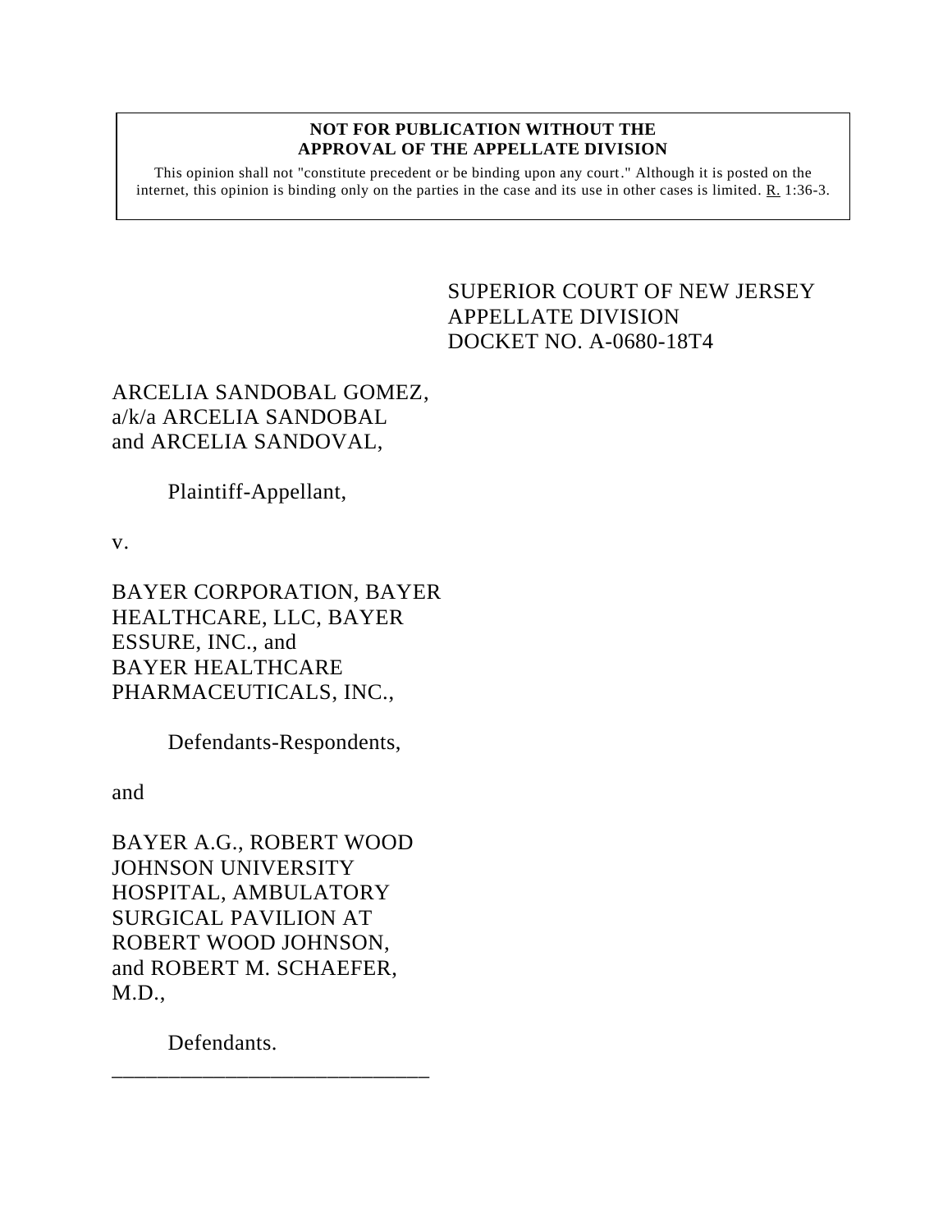**NOT FOR PUBLICATION WITHOUT THE APPROVAL OF THE APPELLATE DIVISION**

This opinion shall not "constitute precedent or be binding upon any court." Although it is posted on the internet, this opinion is binding only on the parties in the case and its use in other cases is limited. R. 1:36-3.

SUPERIOR COURT OF NEW JERSEY
APPELLATE DIVISION
DOCKET NO. A-0680-18T4

ARCELIA SANDOBAL GOMEZ,
a/k/a ARCELIA SANDOBAL
and ARCELIA SANDOVAL,

Plaintiff-Appellant,

v.

BAYER CORPORATION, BAYER
HEALTHCARE, LLC, BAYER
ESSURE, INC., and
BAYER HEALTHCARE
PHARMACEUTICALS, INC.,

Defendants-Respondents,

and

BAYER A.G., ROBERT WOOD
JOHNSON UNIVERSITY
HOSPITAL, AMBULATORY
SURGICAL PAVILION AT
ROBERT WOOD JOHNSON,
and ROBERT M. SCHAEFER,
M.D.,

Defendants.

______________________________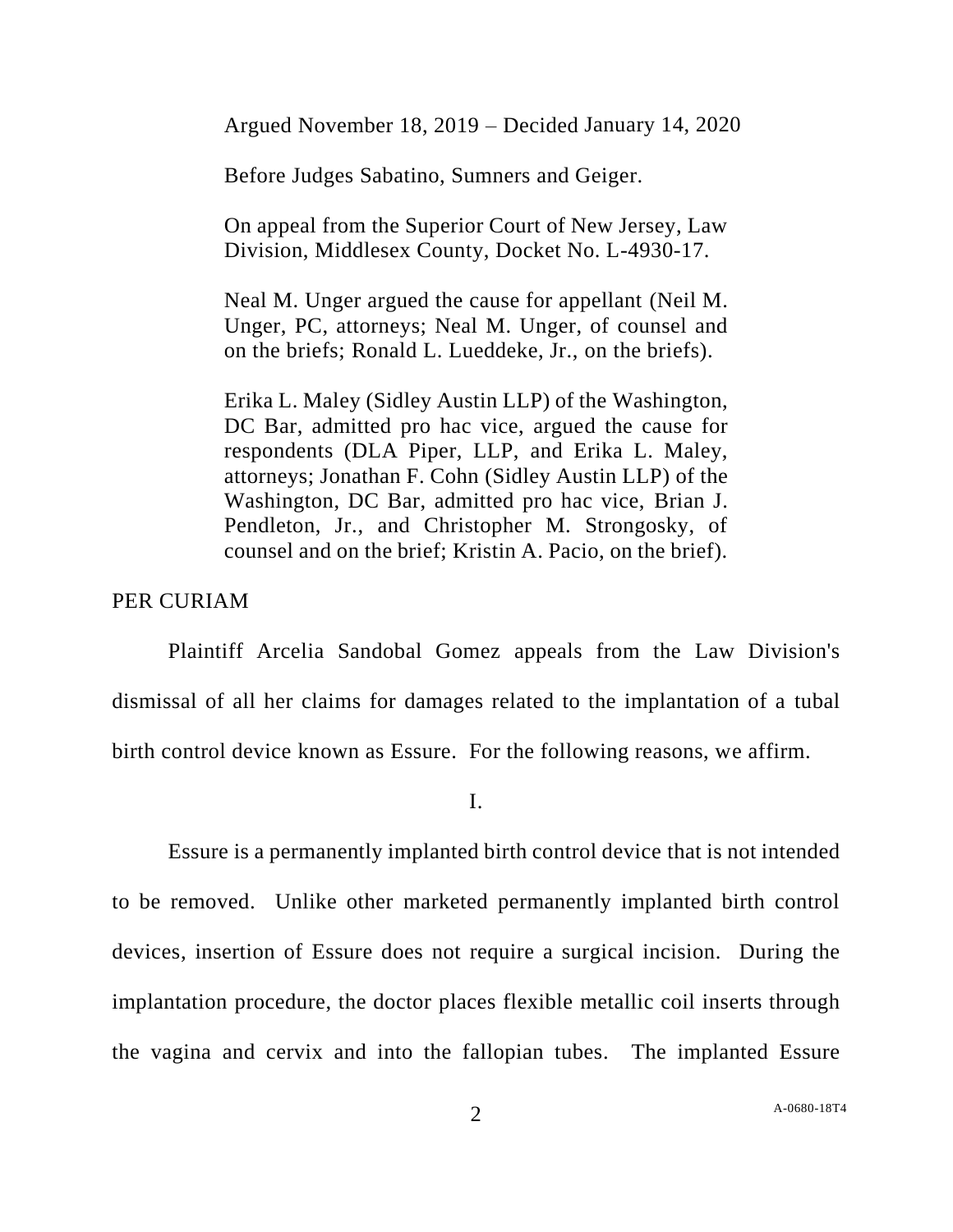Argued November 18, 2019 – Decided January 14, 2020

Before Judges Sabatino, Sumners and Geiger.

On appeal from the Superior Court of New Jersey, Law Division, Middlesex County, Docket No. L-4930-17.

Neal M. Unger argued the cause for appellant (Neil M. Unger, PC, attorneys; Neal M. Unger, of counsel and on the briefs; Ronald L. Lueddeke, Jr., on the briefs).

Erika L. Maley (Sidley Austin LLP) of the Washington, DC Bar, admitted pro hac vice, argued the cause for respondents (DLA Piper, LLP, and Erika L. Maley, attorneys; Jonathan F. Cohn (Sidley Austin LLP) of the Washington, DC Bar, admitted pro hac vice, Brian J. Pendleton, Jr., and Christopher M. Strongosky, of counsel and on the brief; Kristin A. Pacio, on the brief).

PER CURIAM

Plaintiff Arcelia Sandobal Gomez appeals from the Law Division's dismissal of all her claims for damages related to the implantation of a tubal birth control device known as Essure. For the following reasons, we affirm.

I.

Essure is a permanently implanted birth control device that is not intended to be removed. Unlike other marketed permanently implanted birth control devices, insertion of Essure does not require a surgical incision. During the implantation procedure, the doctor places flexible metallic coil inserts through the vagina and cervix and into the fallopian tubes. The implanted Essure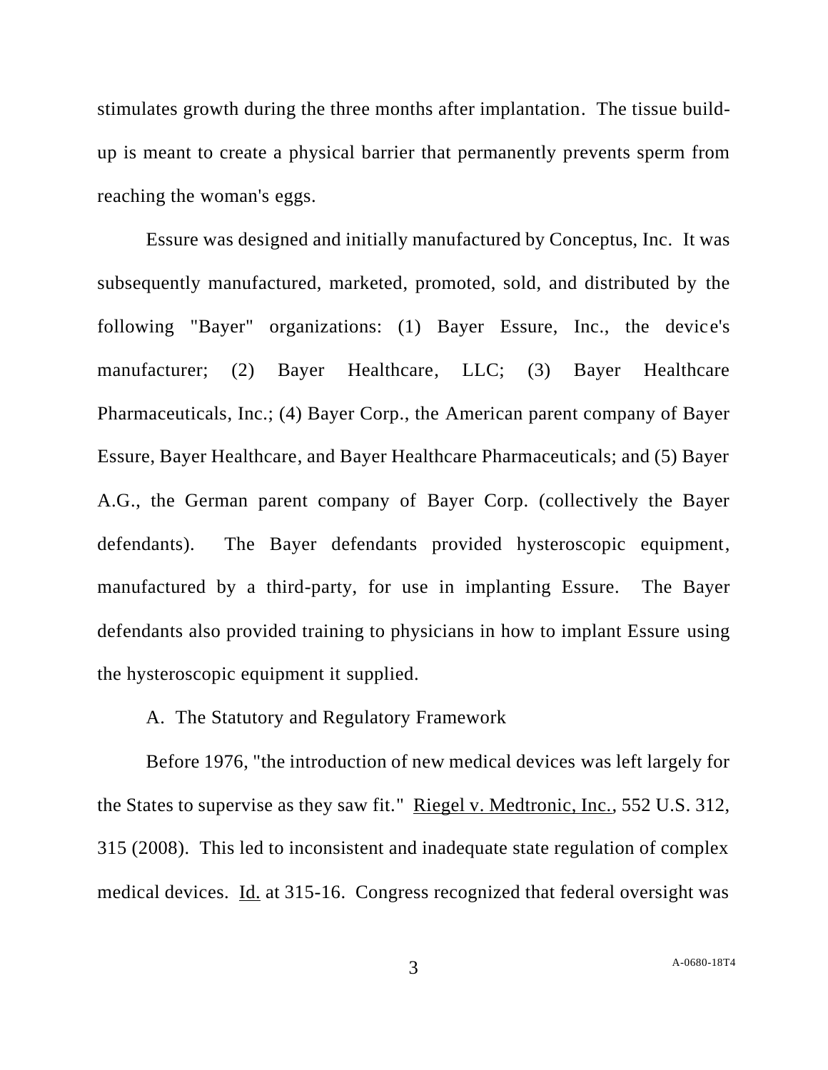stimulates growth during the three months after implantation. The tissue build-up is meant to create a physical barrier that permanently prevents sperm from reaching the woman's eggs.

Essure was designed and initially manufactured by Conceptus, Inc. It was subsequently manufactured, marketed, promoted, sold, and distributed by the following "Bayer" organizations: (1) Bayer Essure, Inc., the device's manufacturer; (2) Bayer Healthcare, LLC; (3) Bayer Healthcare Pharmaceuticals, Inc.; (4) Bayer Corp., the American parent company of Bayer Essure, Bayer Healthcare, and Bayer Healthcare Pharmaceuticals; and (5) Bayer A.G., the German parent company of Bayer Corp. (collectively the Bayer defendants). The Bayer defendants provided hysteroscopic equipment, manufactured by a third-party, for use in implanting Essure. The Bayer defendants also provided training to physicians in how to implant Essure using the hysteroscopic equipment it supplied.

A. The Statutory and Regulatory Framework

Before 1976, "the introduction of new medical devices was left largely for the States to supervise as they saw fit." Riegel v. Medtronic, Inc., 552 U.S. 312, 315 (2008). This led to inconsistent and inadequate state regulation of complex medical devices. Id. at 315-16. Congress recognized that federal oversight was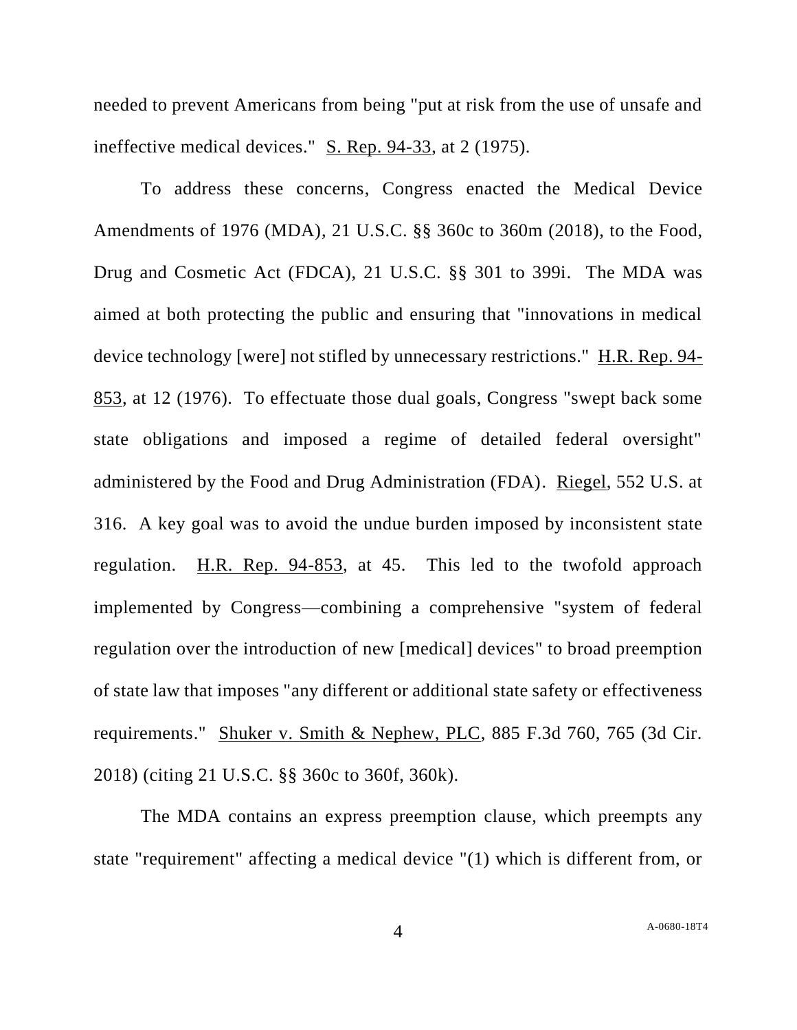needed to prevent Americans from being "put at risk from the use of unsafe and ineffective medical devices." S. Rep. 94-33, at 2 (1975).

To address these concerns, Congress enacted the Medical Device Amendments of 1976 (MDA), 21 U.S.C. §§ 360c to 360m (2018), to the Food, Drug and Cosmetic Act (FDCA), 21 U.S.C. §§ 301 to 399i. The MDA was aimed at both protecting the public and ensuring that "innovations in medical device technology [were] not stifled by unnecessary restrictions." H.R. Rep. 94-853, at 12 (1976). To effectuate those dual goals, Congress "swept back some state obligations and imposed a regime of detailed federal oversight" administered by the Food and Drug Administration (FDA). Riegel, 552 U.S. at 316. A key goal was to avoid the undue burden imposed by inconsistent state regulation. H.R. Rep. 94-853, at 45. This led to the twofold approach implemented by Congress—combining a comprehensive "system of federal regulation over the introduction of new [medical] devices" to broad preemption of state law that imposes "any different or additional state safety or effectiveness requirements." Shuker v. Smith & Nephew, PLC, 885 F.3d 760, 765 (3d Cir. 2018) (citing 21 U.S.C. §§ 360c to 360f, 360k).

The MDA contains an express preemption clause, which preempts any state "requirement" affecting a medical device "(1) which is different from, or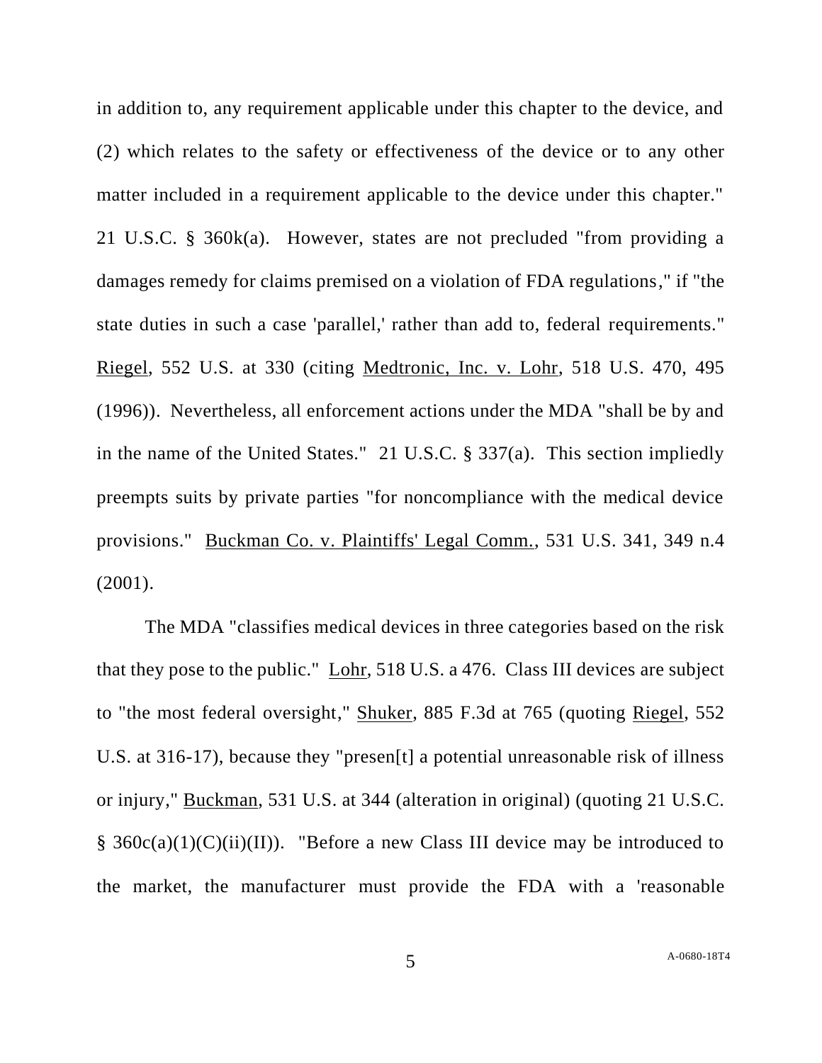in addition to, any requirement applicable under this chapter to the device, and (2) which relates to the safety or effectiveness of the device or to any other matter included in a requirement applicable to the device under this chapter." 21 U.S.C. § 360k(a). However, states are not precluded "from providing a damages remedy for claims premised on a violation of FDA regulations," if "the state duties in such a case 'parallel,' rather than add to, federal requirements." Riegel, 552 U.S. at 330 (citing Medtronic, Inc. v. Lohr, 518 U.S. 470, 495 (1996)). Nevertheless, all enforcement actions under the MDA "shall be by and in the name of the United States." 21 U.S.C. § 337(a). This section impliedly preempts suits by private parties "for noncompliance with the medical device provisions." Buckman Co. v. Plaintiffs' Legal Comm., 531 U.S. 341, 349 n.4 (2001).

The MDA "classifies medical devices in three categories based on the risk that they pose to the public." Lohr, 518 U.S. a 476. Class III devices are subject to "the most federal oversight," Shuker, 885 F.3d at 765 (quoting Riegel, 552 U.S. at 316-17), because they "presen[t] a potential unreasonable risk of illness or injury," Buckman, 531 U.S. at 344 (alteration in original) (quoting 21 U.S.C. § 360c(a)(1)(C)(ii)(II)). "Before a new Class III device may be introduced to the market, the manufacturer must provide the FDA with a 'reasonable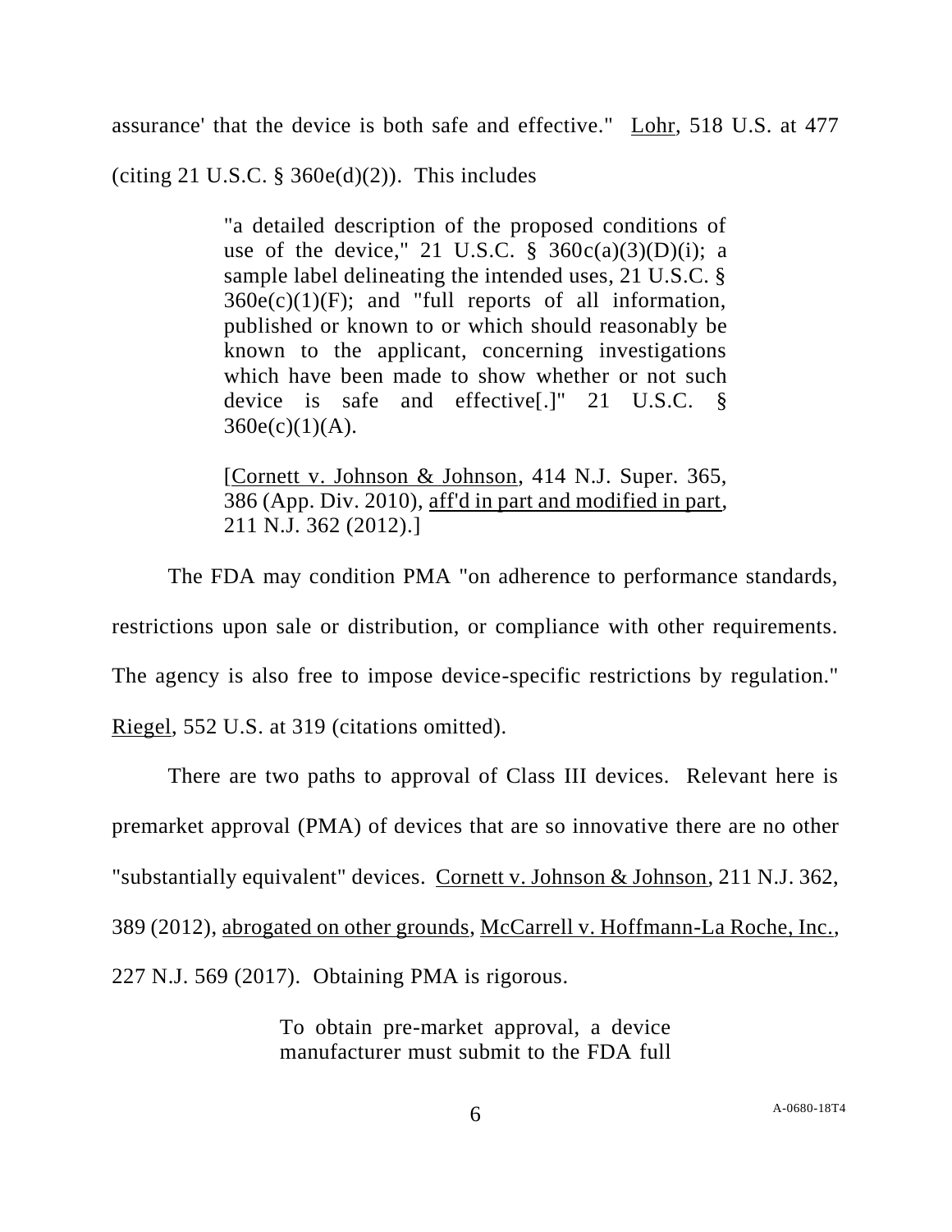assurance' that the device is both safe and effective." Lohr, 518 U.S. at 477 (citing 21 U.S.C. § 360e(d)(2)). This includes

> "a detailed description of the proposed conditions of use of the device," 21 U.S.C. § 360c(a)(3)(D)(i); a sample label delineating the intended uses, 21 U.S.C. § 360e(c)(1)(F); and "full reports of all information, published or known to or which should reasonably be known to the applicant, concerning investigations which have been made to show whether or not such device is safe and effective[.]" 21 U.S.C. § 360e(c)(1)(A).
>
> [Cornett v. Johnson & Johnson, 414 N.J. Super. 365, 386 (App. Div. 2010), aff'd in part and modified in part, 211 N.J. 362 (2012).]

The FDA may condition PMA "on adherence to performance standards, restrictions upon sale or distribution, or compliance with other requirements. The agency is also free to impose device-specific restrictions by regulation." Riegel, 552 U.S. at 319 (citations omitted).

There are two paths to approval of Class III devices. Relevant here is premarket approval (PMA) of devices that are so innovative there are no other "substantially equivalent" devices. Cornett v. Johnson & Johnson, 211 N.J. 362, 389 (2012), abrogated on other grounds, McCarrell v. Hoffmann-La Roche, Inc., 227 N.J. 569 (2017). Obtaining PMA is rigorous.

> To obtain pre-market approval, a device manufacturer must submit to the FDA full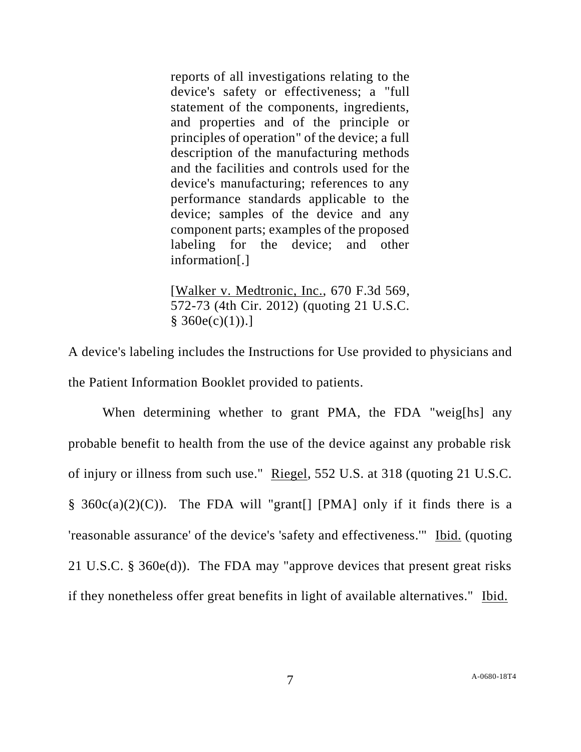> reports of all investigations relating to the device's safety or effectiveness; a "full statement of the components, ingredients, and properties and of the principle or principles of operation" of the device; a full description of the manufacturing methods and the facilities and controls used for the device's manufacturing; references to any performance standards applicable to the device; samples of the device and any component parts; examples of the proposed labeling for the device; and other information[.]
>
> [Walker v. Medtronic, Inc., 670 F.3d 569, 572-73 (4th Cir. 2012) (quoting 21 U.S.C. § 360e(c)(1)).]

A device's labeling includes the Instructions for Use provided to physicians and the Patient Information Booklet provided to patients.

When determining whether to grant PMA, the FDA "weig[hs] any probable benefit to health from the use of the device against any probable risk of injury or illness from such use." Riegel, 552 U.S. at 318 (quoting 21 U.S.C. § 360c(a)(2)(C)). The FDA will "grant[] [PMA] only if it finds there is a 'reasonable assurance' of the device's 'safety and effectiveness.'" Ibid. (quoting 21 U.S.C. § 360e(d)). The FDA may "approve devices that present great risks if they nonetheless offer great benefits in light of available alternatives." Ibid.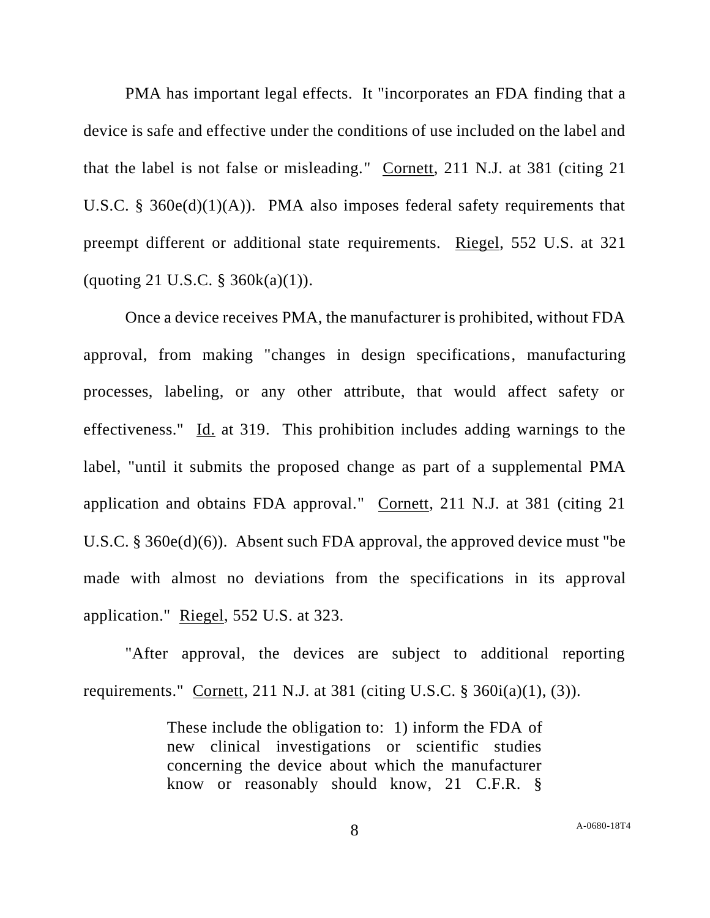PMA has important legal effects. It "incorporates an FDA finding that a device is safe and effective under the conditions of use included on the label and that the label is not false or misleading." Cornett, 211 N.J. at 381 (citing 21 U.S.C. § 360e(d)(1)(A)). PMA also imposes federal safety requirements that preempt different or additional state requirements. Riegel, 552 U.S. at 321 (quoting 21 U.S.C. § 360k(a)(1)).

Once a device receives PMA, the manufacturer is prohibited, without FDA approval, from making "changes in design specifications, manufacturing processes, labeling, or any other attribute, that would affect safety or effectiveness." Id. at 319. This prohibition includes adding warnings to the label, "until it submits the proposed change as part of a supplemental PMA application and obtains FDA approval." Cornett, 211 N.J. at 381 (citing 21 U.S.C. § 360e(d)(6)). Absent such FDA approval, the approved device must "be made with almost no deviations from the specifications in its approval application." Riegel, 552 U.S. at 323.

"After approval, the devices are subject to additional reporting requirements." Cornett, 211 N.J. at 381 (citing U.S.C. § 360i(a)(1), (3)).

> These include the obligation to: 1) inform the FDA of new clinical investigations or scientific studies concerning the device about which the manufacturer know or reasonably should know, 21 C.F.R. §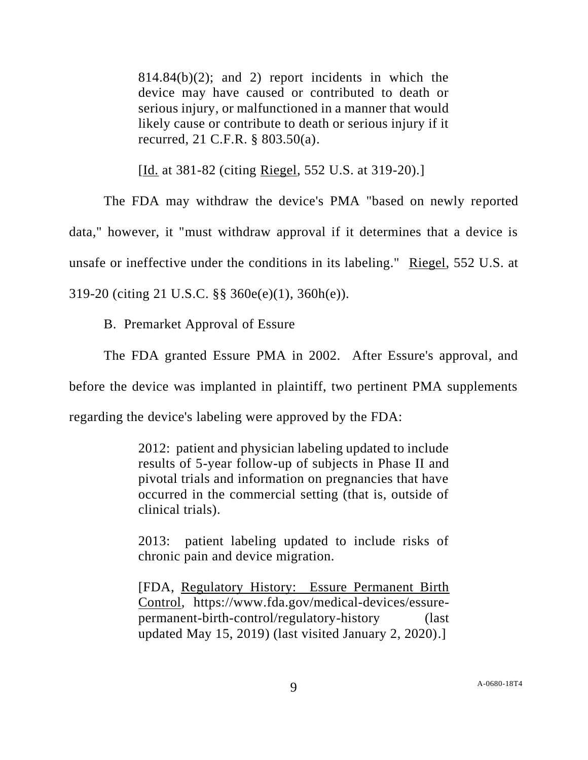> 814.84(b)(2); and 2) report incidents in which the device may have caused or contributed to death or serious injury, or malfunctioned in a manner that would likely cause or contribute to death or serious injury if it recurred, 21 C.F.R. § 803.50(a).
>
> [Id. at 381-82 (citing Riegel, 552 U.S. at 319-20).]

The FDA may withdraw the device's PMA "based on newly reported data," however, it "must withdraw approval if it determines that a device is unsafe or ineffective under the conditions in its labeling." Riegel, 552 U.S. at 319-20 (citing 21 U.S.C. §§ 360e(e)(1), 360h(e)).

B. Premarket Approval of Essure

The FDA granted Essure PMA in 2002. After Essure's approval, and before the device was implanted in plaintiff, two pertinent PMA supplements regarding the device's labeling were approved by the FDA:

> 2012: patient and physician labeling updated to include results of 5-year follow-up of subjects in Phase II and pivotal trials and information on pregnancies that have occurred in the commercial setting (that is, outside of clinical trials).
>
> 2013: patient labeling updated to include risks of chronic pain and device migration.
>
> [FDA, Regulatory History: Essure Permanent Birth Control, https://www.fda.gov/medical-devices/essure-permanent-birth-control/regulatory-history (last updated May 15, 2019) (last visited January 2, 2020).]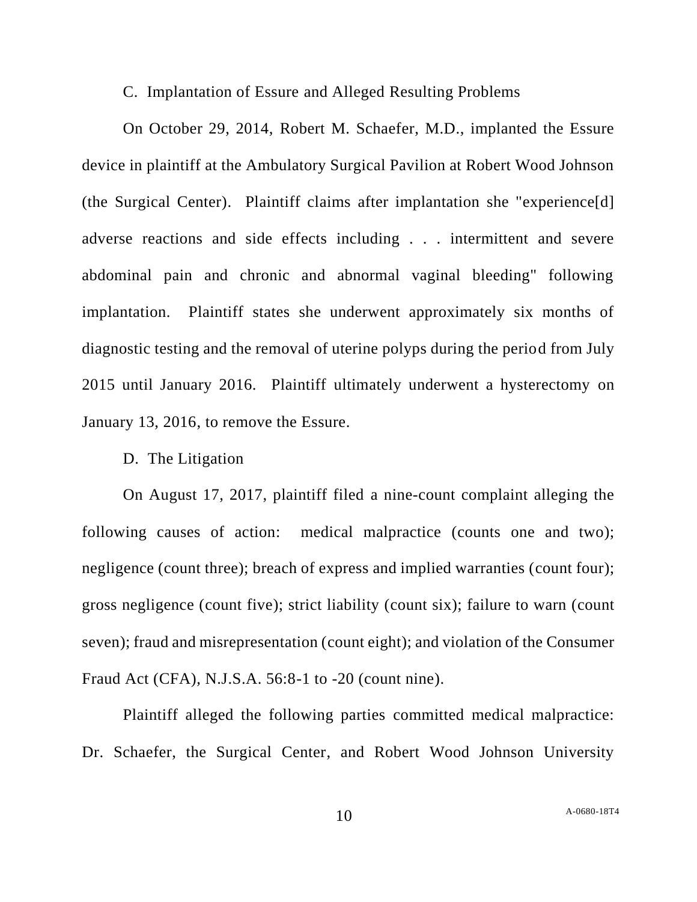C. Implantation of Essure and Alleged Resulting Problems

On October 29, 2014, Robert M. Schaefer, M.D., implanted the Essure device in plaintiff at the Ambulatory Surgical Pavilion at Robert Wood Johnson (the Surgical Center). Plaintiff claims after implantation she "experience[d] adverse reactions and side effects including . . . intermittent and severe abdominal pain and chronic and abnormal vaginal bleeding" following implantation. Plaintiff states she underwent approximately six months of diagnostic testing and the removal of uterine polyps during the period from July 2015 until January 2016. Plaintiff ultimately underwent a hysterectomy on January 13, 2016, to remove the Essure.

D. The Litigation

On August 17, 2017, plaintiff filed a nine-count complaint alleging the following causes of action: medical malpractice (counts one and two); negligence (count three); breach of express and implied warranties (count four); gross negligence (count five); strict liability (count six); failure to warn (count seven); fraud and misrepresentation (count eight); and violation of the Consumer Fraud Act (CFA), N.J.S.A. 56:8-1 to -20 (count nine).

Plaintiff alleged the following parties committed medical malpractice: Dr. Schaefer, the Surgical Center, and Robert Wood Johnson University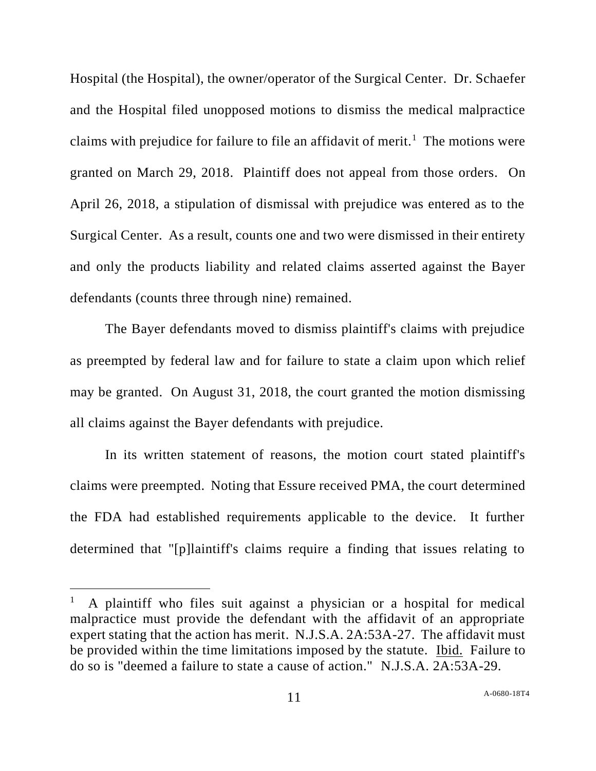Hospital (the Hospital), the owner/operator of the Surgical Center. Dr. Schaefer and the Hospital filed unopposed motions to dismiss the medical malpractice claims with prejudice for failure to file an affidavit of merit.[1] The motions were granted on March 29, 2018. Plaintiff does not appeal from those orders. On April 26, 2018, a stipulation of dismissal with prejudice was entered as to the Surgical Center. As a result, counts one and two were dismissed in their entirety and only the products liability and related claims asserted against the Bayer defendants (counts three through nine) remained.

The Bayer defendants moved to dismiss plaintiff's claims with prejudice as preempted by federal law and for failure to state a claim upon which relief may be granted. On August 31, 2018, the court granted the motion dismissing all claims against the Bayer defendants with prejudice.

In its written statement of reasons, the motion court stated plaintiff's claims were preempted. Noting that Essure received PMA, the court determined the FDA had established requirements applicable to the device. It further determined that "[p]laintiff's claims require a finding that issues relating to

---

[1] A plaintiff who files suit against a physician or a hospital for medical malpractice must provide the defendant with the affidavit of an appropriate expert stating that the action has merit. N.J.S.A. 2A:53A-27. The affidavit must be provided within the time limitations imposed by the statute. Ibid. Failure to do so is "deemed a failure to state a cause of action." N.J.S.A. 2A:53A-29.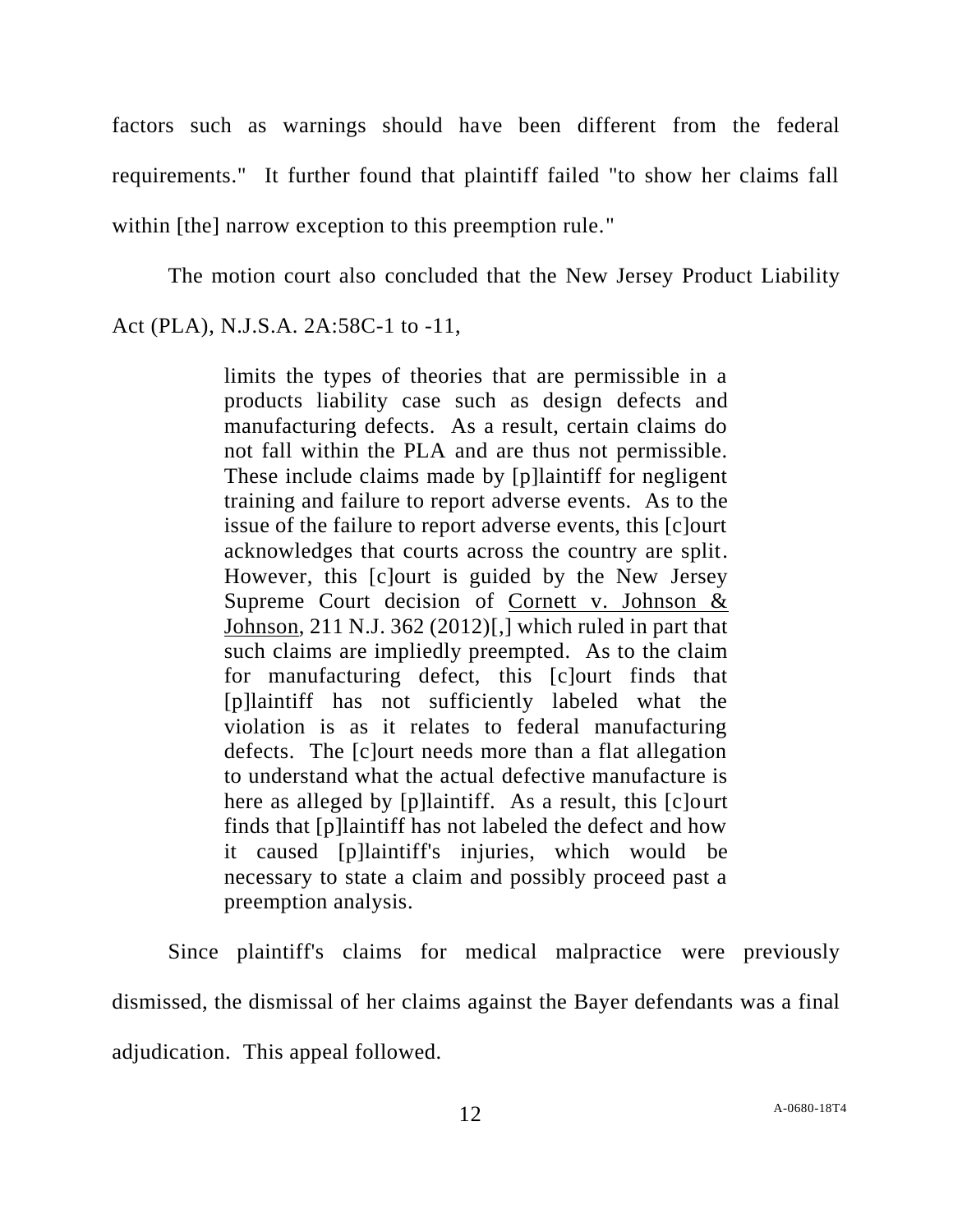factors such as warnings should have been different from the federal requirements." It further found that plaintiff failed "to show her claims fall within [the] narrow exception to this preemption rule."

The motion court also concluded that the New Jersey Product Liability Act (PLA), N.J.S.A. 2A:58C-1 to -11,

> limits the types of theories that are permissible in a products liability case such as design defects and manufacturing defects. As a result, certain claims do not fall within the PLA and are thus not permissible. These include claims made by [p]laintiff for negligent training and failure to report adverse events. As to the issue of the failure to report adverse events, this [c]ourt acknowledges that courts across the country are split. However, this [c]ourt is guided by the New Jersey Supreme Court decision of <u>Cornett v. Johnson & Johnson</u>, 211 N.J. 362 (2012)[,] which ruled in part that such claims are impliedly preempted. As to the claim for manufacturing defect, this [c]ourt finds that [p]laintiff has not sufficiently labeled what the violation is as it relates to federal manufacturing defects. The [c]ourt needs more than a flat allegation to understand what the actual defective manufacture is here as alleged by [p]laintiff. As a result, this [c]ourt finds that [p]laintiff has not labeled the defect and how it caused [p]laintiff's injuries, which would be necessary to state a claim and possibly proceed past a preemption analysis.

Since plaintiff's claims for medical malpractice were previously dismissed, the dismissal of her claims against the Bayer defendants was a final adjudication. This appeal followed.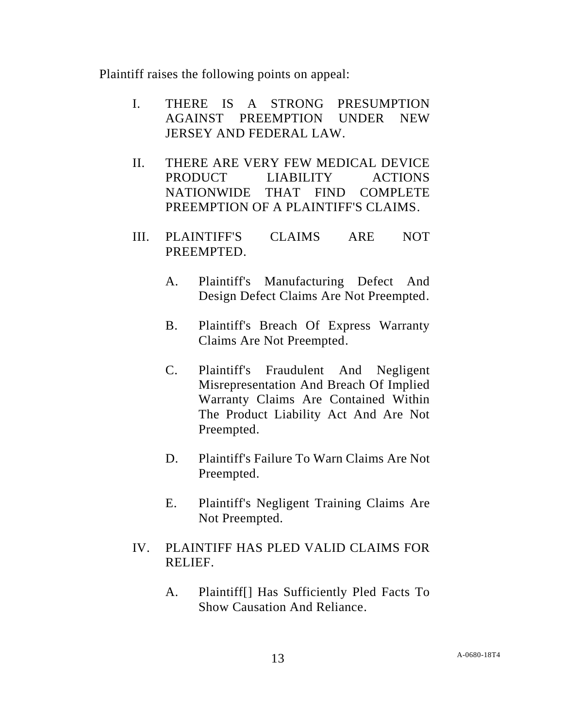Plaintiff raises the following points on appeal:

I. THERE IS A STRONG PRESUMPTION AGAINST PREEMPTION UNDER NEW JERSEY AND FEDERAL LAW.

II. THERE ARE VERY FEW MEDICAL DEVICE PRODUCT LIABILITY ACTIONS NATIONWIDE THAT FIND COMPLETE PREEMPTION OF A PLAINTIFF'S CLAIMS.

III. PLAINTIFF'S CLAIMS ARE NOT PREEMPTED.

A. Plaintiff's Manufacturing Defect And Design Defect Claims Are Not Preempted.

B. Plaintiff's Breach Of Express Warranty Claims Are Not Preempted.

C. Plaintiff's Fraudulent And Negligent Misrepresentation And Breach Of Implied Warranty Claims Are Contained Within The Product Liability Act And Are Not Preempted.

D. Plaintiff's Failure To Warn Claims Are Not Preempted.

E. Plaintiff's Negligent Training Claims Are Not Preempted.

IV. PLAINTIFF HAS PLED VALID CLAIMS FOR RELIEF.

A. Plaintiff[] Has Sufficiently Pled Facts To Show Causation And Reliance.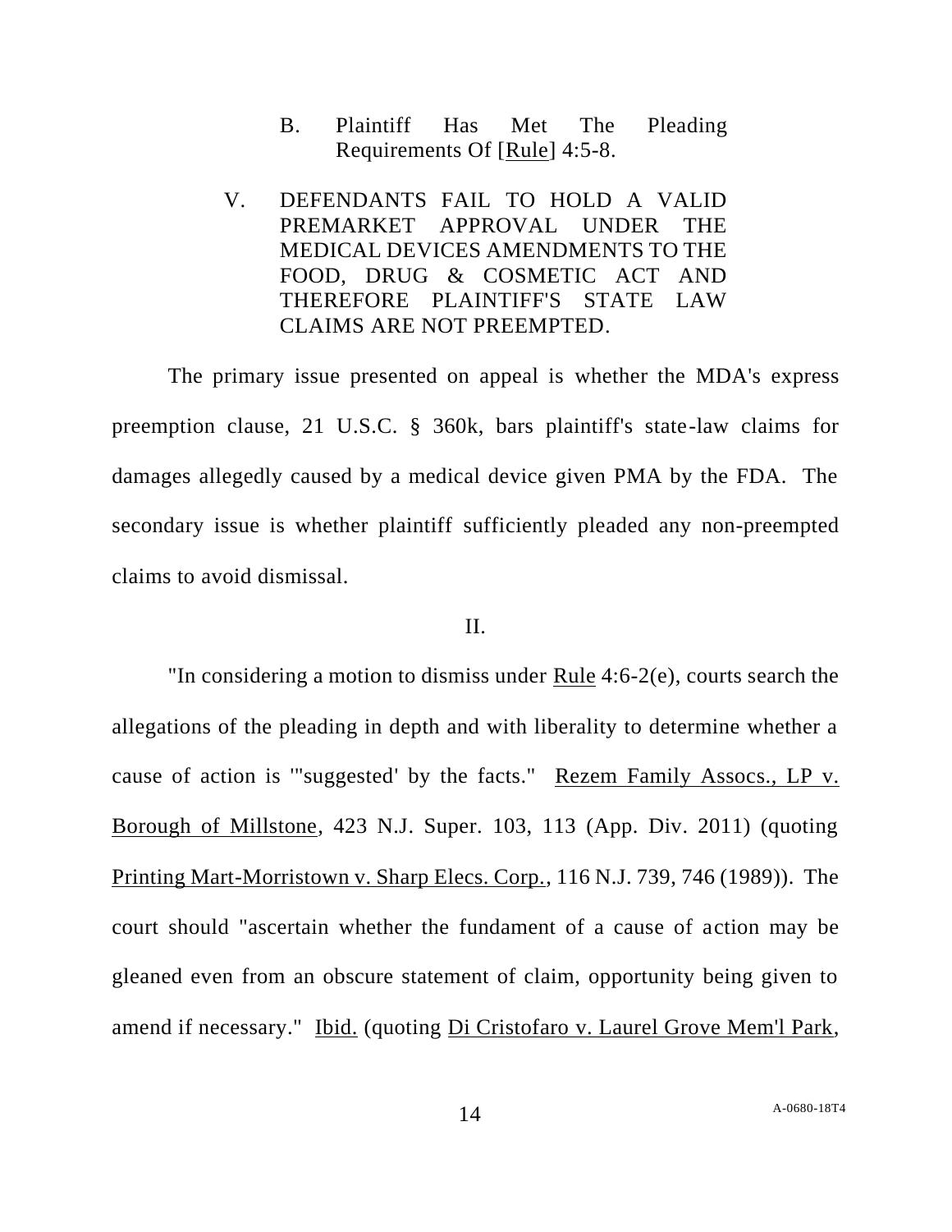B. Plaintiff Has Met The Pleading Requirements Of [Rule] 4:5-8.

V. DEFENDANTS FAIL TO HOLD A VALID PREMARKET APPROVAL UNDER THE MEDICAL DEVICES AMENDMENTS TO THE FOOD, DRUG & COSMETIC ACT AND THEREFORE PLAINTIFF'S STATE LAW CLAIMS ARE NOT PREEMPTED.

The primary issue presented on appeal is whether the MDA's express preemption clause, 21 U.S.C. § 360k, bars plaintiff's state-law claims for damages allegedly caused by a medical device given PMA by the FDA. The secondary issue is whether plaintiff sufficiently pleaded any non-preempted claims to avoid dismissal.

## II.

"In considering a motion to dismiss under Rule 4:6-2(e), courts search the allegations of the pleading in depth and with liberality to determine whether a cause of action is '"suggested' by the facts." Rezem Family Assocs., LP v. Borough of Millstone, 423 N.J. Super. 103, 113 (App. Div. 2011) (quoting Printing Mart-Morristown v. Sharp Elecs. Corp., 116 N.J. 739, 746 (1989)). The court should "ascertain whether the fundament of a cause of action may be gleaned even from an obscure statement of claim, opportunity being given to amend if necessary." Ibid. (quoting Di Cristofaro v. Laurel Grove Mem'l Park,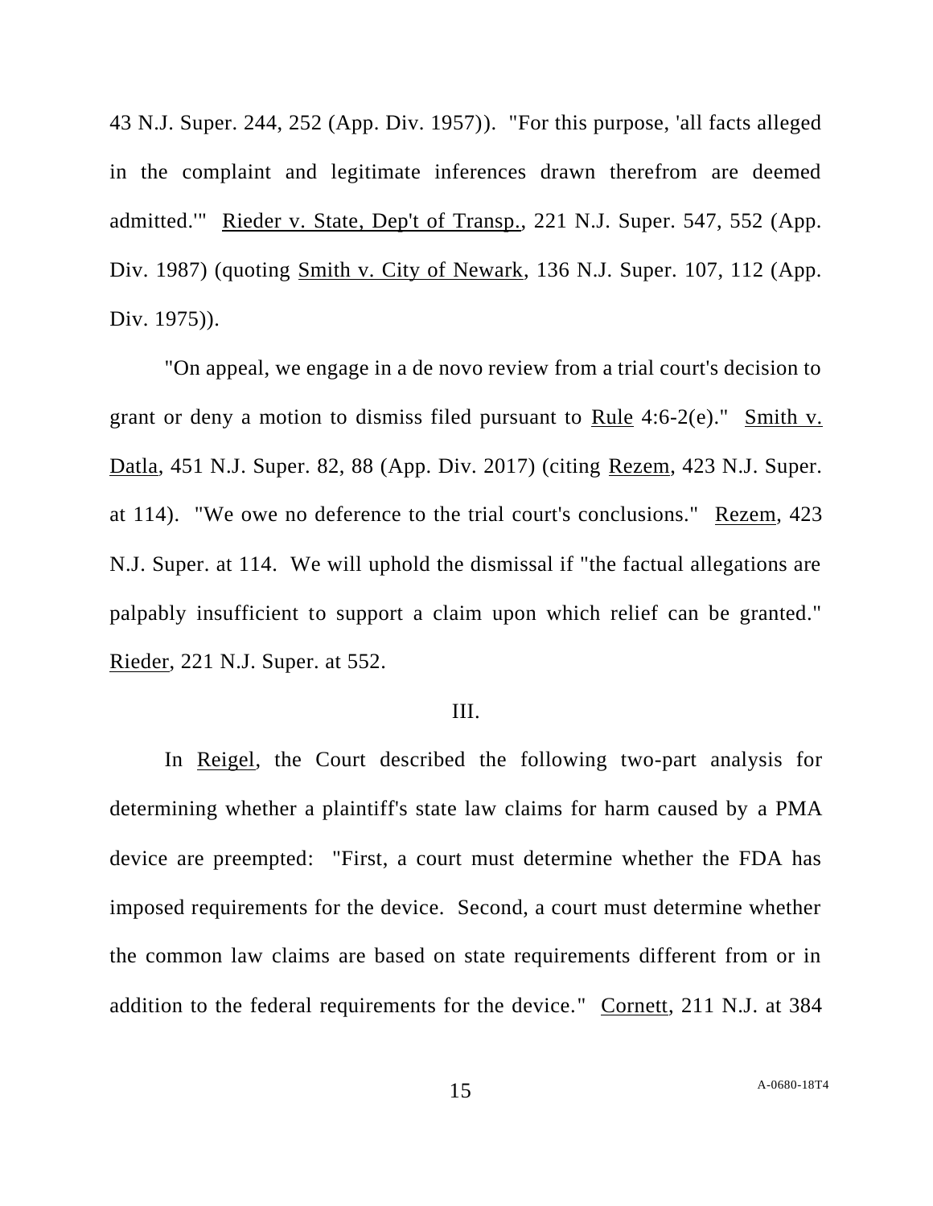43 N.J. Super. 244, 252 (App. Div. 1957)). "For this purpose, 'all facts alleged in the complaint and legitimate inferences drawn therefrom are deemed admitted.'" Rieder v. State, Dep't of Transp., 221 N.J. Super. 547, 552 (App. Div. 1987) (quoting Smith v. City of Newark, 136 N.J. Super. 107, 112 (App. Div. 1975)).

"On appeal, we engage in a de novo review from a trial court's decision to grant or deny a motion to dismiss filed pursuant to Rule 4:6-2(e)." Smith v. Datla, 451 N.J. Super. 82, 88 (App. Div. 2017) (citing Rezem, 423 N.J. Super. at 114). "We owe no deference to the trial court's conclusions." Rezem, 423 N.J. Super. at 114. We will uphold the dismissal if "the factual allegations are palpably insufficient to support a claim upon which relief can be granted." Rieder, 221 N.J. Super. at 552.

III.

In Reigel, the Court described the following two-part analysis for determining whether a plaintiff's state law claims for harm caused by a PMA device are preempted: "First, a court must determine whether the FDA has imposed requirements for the device. Second, a court must determine whether the common law claims are based on state requirements different from or in addition to the federal requirements for the device." Cornett, 211 N.J. at 384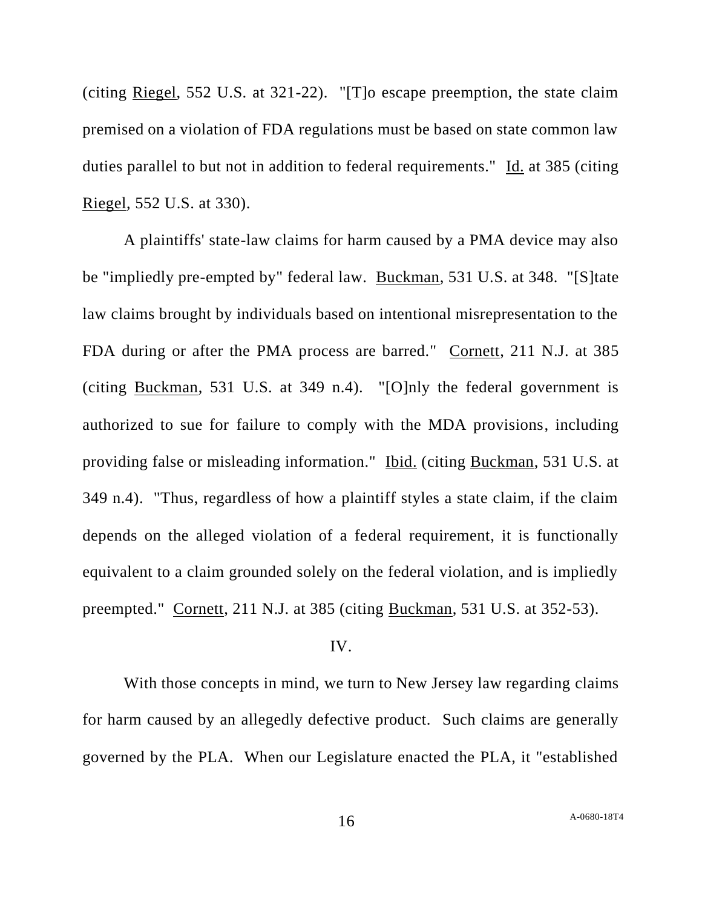(citing Riegel, 552 U.S. at 321-22). "[T]o escape preemption, the state claim premised on a violation of FDA regulations must be based on state common law duties parallel to but not in addition to federal requirements." Id. at 385 (citing Riegel, 552 U.S. at 330).

A plaintiffs' state-law claims for harm caused by a PMA device may also be "impliedly pre-empted by" federal law. Buckman, 531 U.S. at 348. "[S]tate law claims brought by individuals based on intentional misrepresentation to the FDA during or after the PMA process are barred." Cornett, 211 N.J. at 385 (citing Buckman, 531 U.S. at 349 n.4). "[O]nly the federal government is authorized to sue for failure to comply with the MDA provisions, including providing false or misleading information." Ibid. (citing Buckman, 531 U.S. at 349 n.4). "Thus, regardless of how a plaintiff styles a state claim, if the claim depends on the alleged violation of a federal requirement, it is functionally equivalent to a claim grounded solely on the federal violation, and is impliedly preempted." Cornett, 211 N.J. at 385 (citing Buckman, 531 U.S. at 352-53).

IV.

With those concepts in mind, we turn to New Jersey law regarding claims for harm caused by an allegedly defective product. Such claims are generally governed by the PLA. When our Legislature enacted the PLA, it "established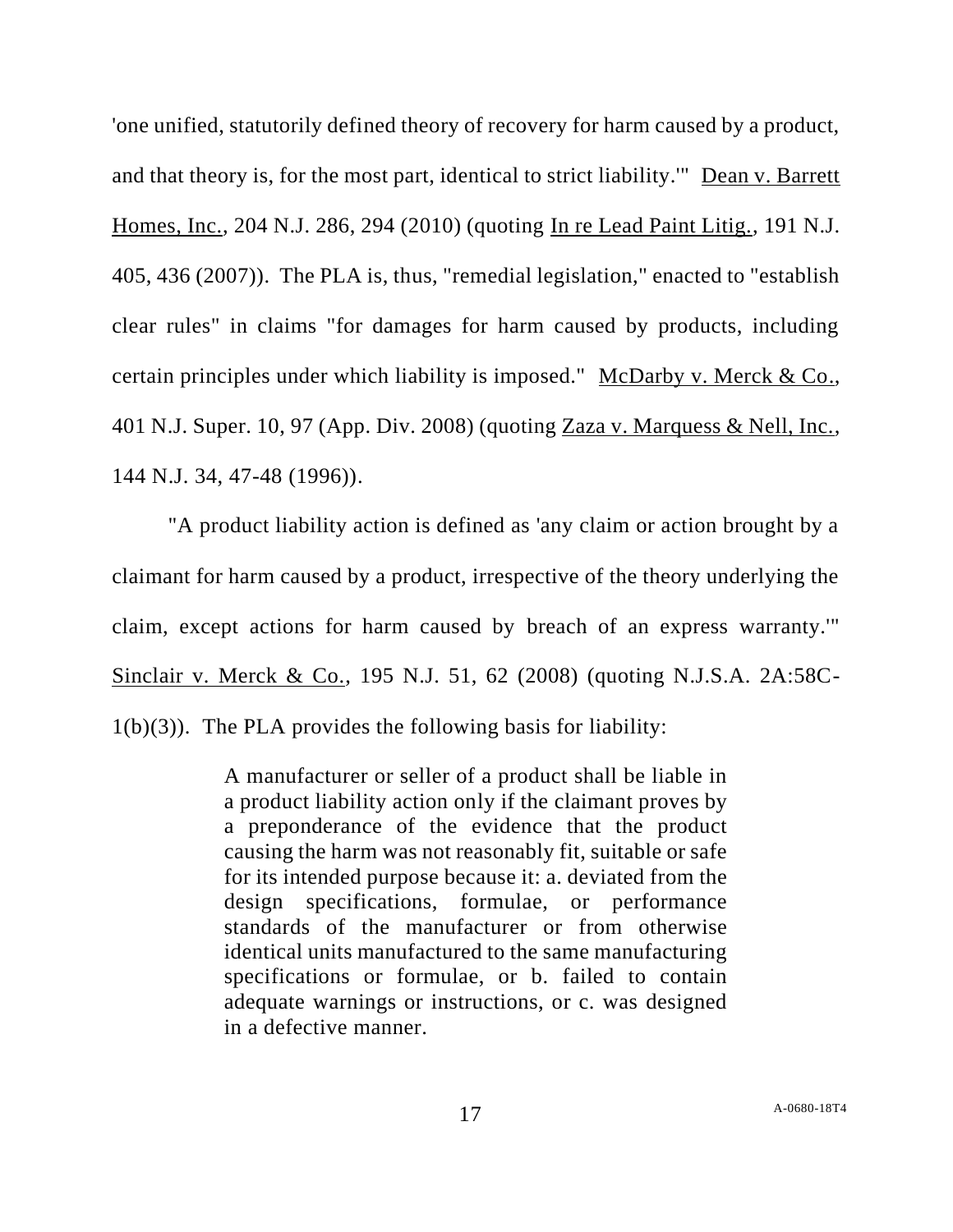'one unified, statutorily defined theory of recovery for harm caused by a product, and that theory is, for the most part, identical to strict liability.'" Dean v. Barrett Homes, Inc., 204 N.J. 286, 294 (2010) (quoting In re Lead Paint Litig., 191 N.J. 405, 436 (2007)). The PLA is, thus, "remedial legislation," enacted to "establish clear rules" in claims "for damages for harm caused by products, including certain principles under which liability is imposed." McDarby v. Merck & Co., 401 N.J. Super. 10, 97 (App. Div. 2008) (quoting Zaza v. Marquess & Nell, Inc., 144 N.J. 34, 47-48 (1996)).

"A product liability action is defined as 'any claim or action brought by a claimant for harm caused by a product, irrespective of the theory underlying the claim, except actions for harm caused by breach of an express warranty.'" Sinclair v. Merck & Co., 195 N.J. 51, 62 (2008) (quoting N.J.S.A. 2A:58C-1(b)(3)). The PLA provides the following basis for liability:

> A manufacturer or seller of a product shall be liable in a product liability action only if the claimant proves by a preponderance of the evidence that the product causing the harm was not reasonably fit, suitable or safe for its intended purpose because it: a. deviated from the design specifications, formulae, or performance standards of the manufacturer or from otherwise identical units manufactured to the same manufacturing specifications or formulae, or b. failed to contain adequate warnings or instructions, or c. was designed in a defective manner.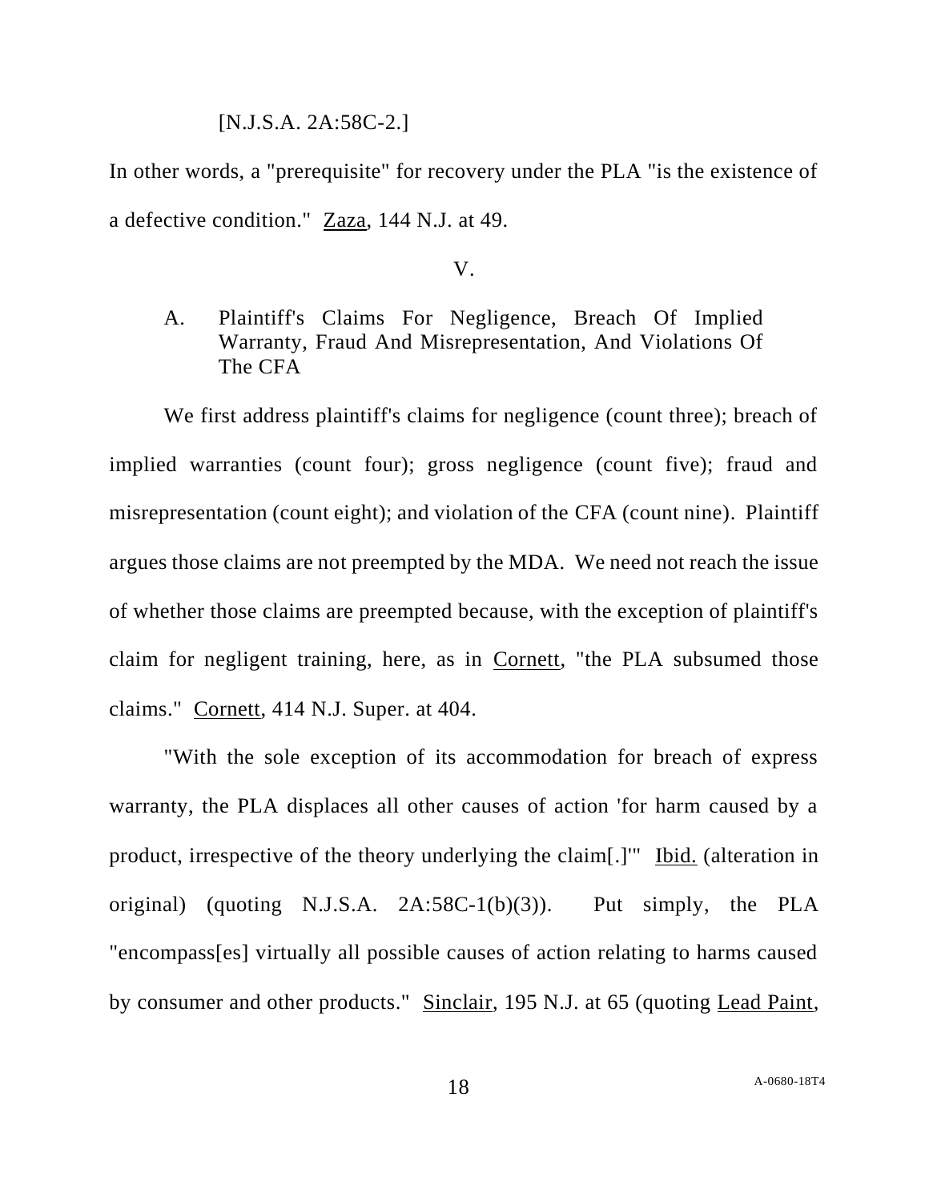[N.J.S.A. 2A:58C-2.]

In other words, a "prerequisite" for recovery under the PLA "is the existence of a defective condition." Zaza, 144 N.J. at 49.

V.

A. Plaintiff's Claims For Negligence, Breach Of Implied Warranty, Fraud And Misrepresentation, And Violations Of The CFA

We first address plaintiff's claims for negligence (count three); breach of implied warranties (count four); gross negligence (count five); fraud and misrepresentation (count eight); and violation of the CFA (count nine). Plaintiff argues those claims are not preempted by the MDA. We need not reach the issue of whether those claims are preempted because, with the exception of plaintiff's claim for negligent training, here, as in Cornett, "the PLA subsumed those claims." Cornett, 414 N.J. Super. at 404.

"With the sole exception of its accommodation for breach of express warranty, the PLA displaces all other causes of action 'for harm caused by a product, irrespective of the theory underlying the claim[.]'" Ibid. (alteration in original) (quoting N.J.S.A. 2A:58C-1(b)(3)). Put simply, the PLA "encompass[es] virtually all possible causes of action relating to harms caused by consumer and other products." Sinclair, 195 N.J. at 65 (quoting Lead Paint,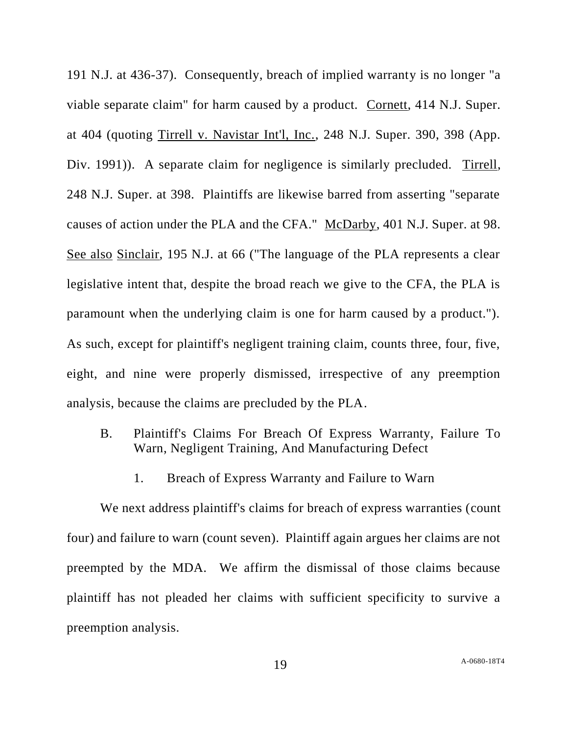191 N.J. at 436-37). Consequently, breach of implied warranty is no longer "a viable separate claim" for harm caused by a product. Cornett, 414 N.J. Super. at 404 (quoting Tirrell v. Navistar Int'l, Inc., 248 N.J. Super. 390, 398 (App. Div. 1991)). A separate claim for negligence is similarly precluded. Tirrell, 248 N.J. Super. at 398. Plaintiffs are likewise barred from asserting "separate causes of action under the PLA and the CFA." McDarby, 401 N.J. Super. at 98. See also Sinclair, 195 N.J. at 66 ("The language of the PLA represents a clear legislative intent that, despite the broad reach we give to the CFA, the PLA is paramount when the underlying claim is one for harm caused by a product."). As such, except for plaintiff's negligent training claim, counts three, four, five, eight, and nine were properly dismissed, irrespective of any preemption analysis, because the claims are precluded by the PLA.

### B. Plaintiff's Claims For Breach Of Express Warranty, Failure To Warn, Negligent Training, And Manufacturing Defect

#### 1. Breach of Express Warranty and Failure to Warn

We next address plaintiff's claims for breach of express warranties (count four) and failure to warn (count seven). Plaintiff again argues her claims are not preempted by the MDA. We affirm the dismissal of those claims because plaintiff has not pleaded her claims with sufficient specificity to survive a preemption analysis.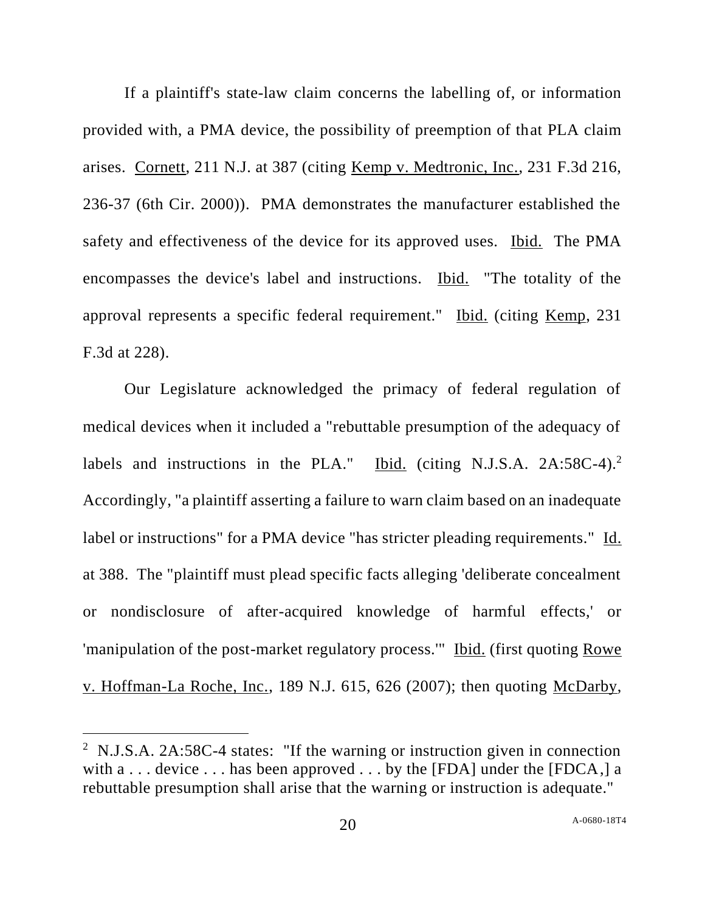If a plaintiff's state-law claim concerns the labelling of, or information provided with, a PMA device, the possibility of preemption of that PLA claim arises. Cornett, 211 N.J. at 387 (citing Kemp v. Medtronic, Inc., 231 F.3d 216, 236-37 (6th Cir. 2000)). PMA demonstrates the manufacturer established the safety and effectiveness of the device for its approved uses. Ibid. The PMA encompasses the device's label and instructions. Ibid. "The totality of the approval represents a specific federal requirement." Ibid. (citing Kemp, 231 F.3d at 228).

Our Legislature acknowledged the primacy of federal regulation of medical devices when it included a "rebuttable presumption of the adequacy of labels and instructions in the PLA." Ibid. (citing N.J.S.A. 2A:58C-4).[2] Accordingly, "a plaintiff asserting a failure to warn claim based on an inadequate label or instructions" for a PMA device "has stricter pleading requirements." Id. at 388. The "plaintiff must plead specific facts alleging 'deliberate concealment or nondisclosure of after-acquired knowledge of harmful effects,' or 'manipulation of the post-market regulatory process.'" Ibid. (first quoting Rowe v. Hoffman-La Roche, Inc., 189 N.J. 615, 626 (2007); then quoting McDarby,

---

[2] N.J.S.A. 2A:58C-4 states: "If the warning or instruction given in connection with a . . . device . . . has been approved . . . by the [FDA] under the [FDCA,] a rebuttable presumption shall arise that the warning or instruction is adequate."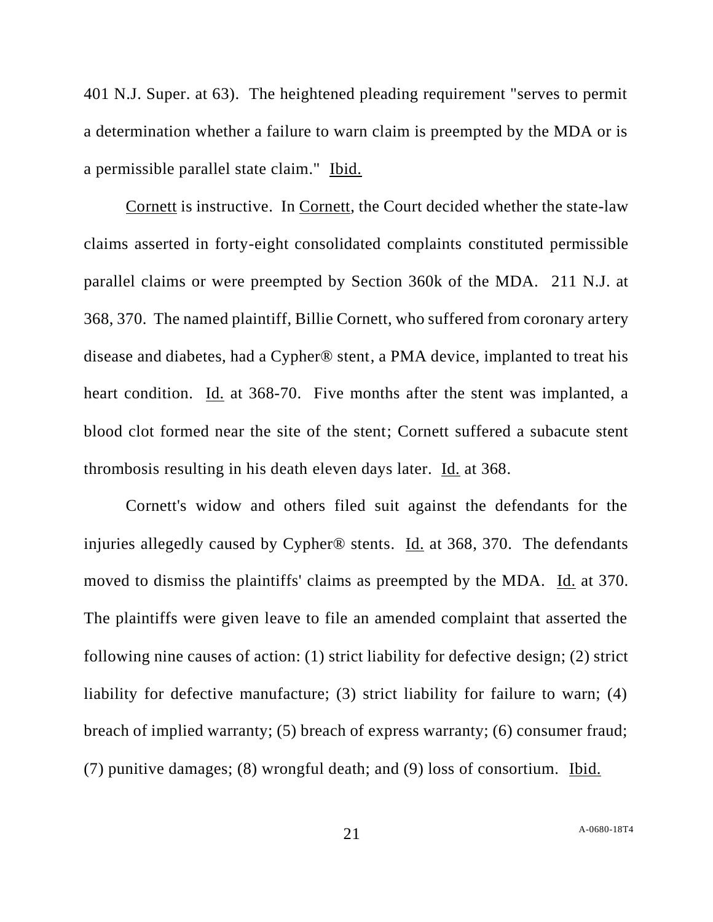401 N.J. Super. at 63). The heightened pleading requirement "serves to permit a determination whether a failure to warn claim is preempted by the MDA or is a permissible parallel state claim." Ibid.

Cornett is instructive. In Cornett, the Court decided whether the state-law claims asserted in forty-eight consolidated complaints constituted permissible parallel claims or were preempted by Section 360k of the MDA. 211 N.J. at 368, 370. The named plaintiff, Billie Cornett, who suffered from coronary artery disease and diabetes, had a Cypher® stent, a PMA device, implanted to treat his heart condition. Id. at 368-70. Five months after the stent was implanted, a blood clot formed near the site of the stent; Cornett suffered a subacute stent thrombosis resulting in his death eleven days later. Id. at 368.

Cornett's widow and others filed suit against the defendants for the injuries allegedly caused by Cypher® stents. Id. at 368, 370. The defendants moved to dismiss the plaintiffs' claims as preempted by the MDA. Id. at 370. The plaintiffs were given leave to file an amended complaint that asserted the following nine causes of action: (1) strict liability for defective design; (2) strict liability for defective manufacture; (3) strict liability for failure to warn; (4) breach of implied warranty; (5) breach of express warranty; (6) consumer fraud; (7) punitive damages; (8) wrongful death; and (9) loss of consortium. Ibid.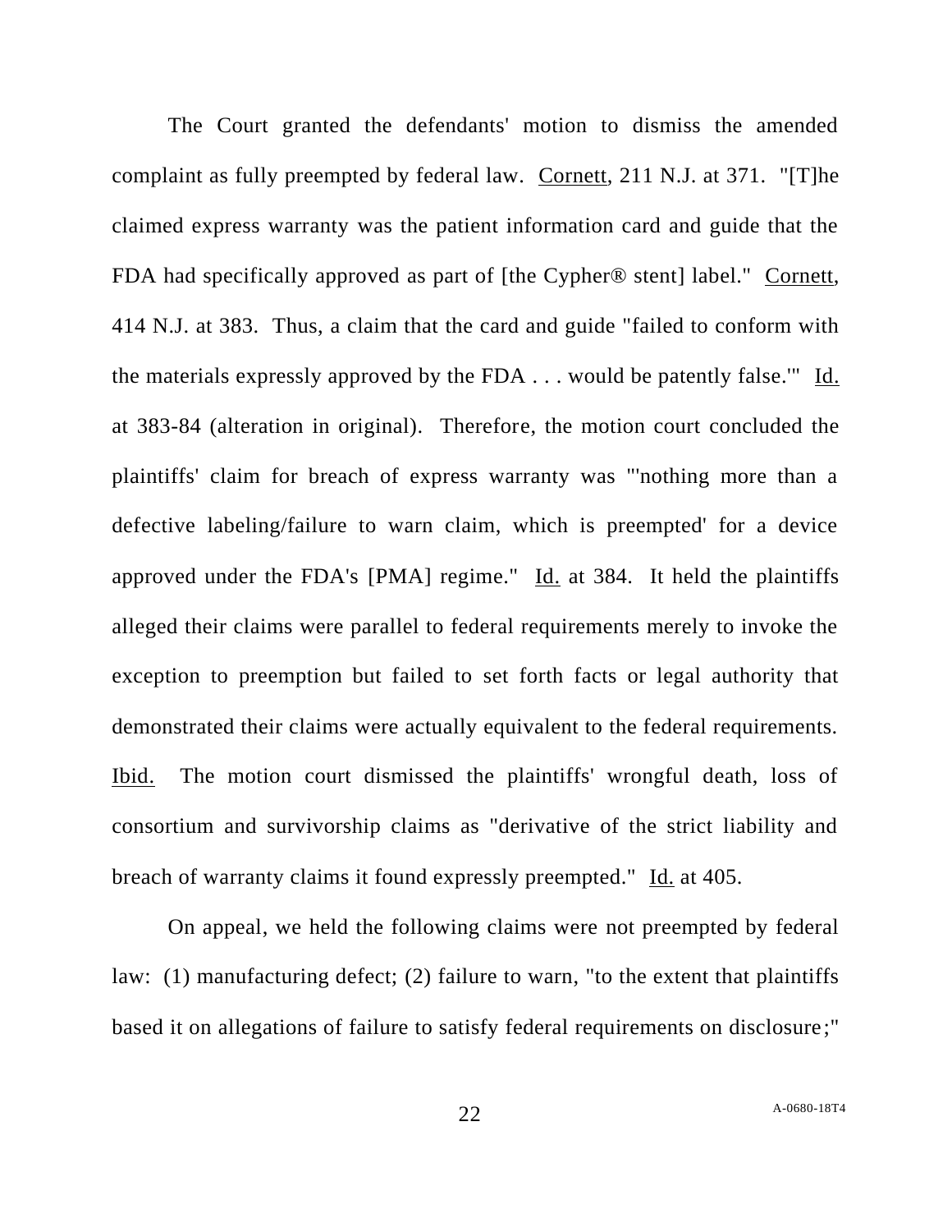The Court granted the defendants' motion to dismiss the amended complaint as fully preempted by federal law. Cornett, 211 N.J. at 371. "[T]he claimed express warranty was the patient information card and guide that the FDA had specifically approved as part of [the Cypher® stent] label." Cornett, 414 N.J. at 383. Thus, a claim that the card and guide "failed to conform with the materials expressly approved by the FDA . . . would be patently false.'" Id. at 383-84 (alteration in original). Therefore, the motion court concluded the plaintiffs' claim for breach of express warranty was "'nothing more than a defective labeling/failure to warn claim, which is preempted' for a device approved under the FDA's [PMA] regime." Id. at 384. It held the plaintiffs alleged their claims were parallel to federal requirements merely to invoke the exception to preemption but failed to set forth facts or legal authority that demonstrated their claims were actually equivalent to the federal requirements. Ibid. The motion court dismissed the plaintiffs' wrongful death, loss of consortium and survivorship claims as "derivative of the strict liability and breach of warranty claims it found expressly preempted." Id. at 405.

On appeal, we held the following claims were not preempted by federal law: (1) manufacturing defect; (2) failure to warn, "to the extent that plaintiffs based it on allegations of failure to satisfy federal requirements on disclosure;"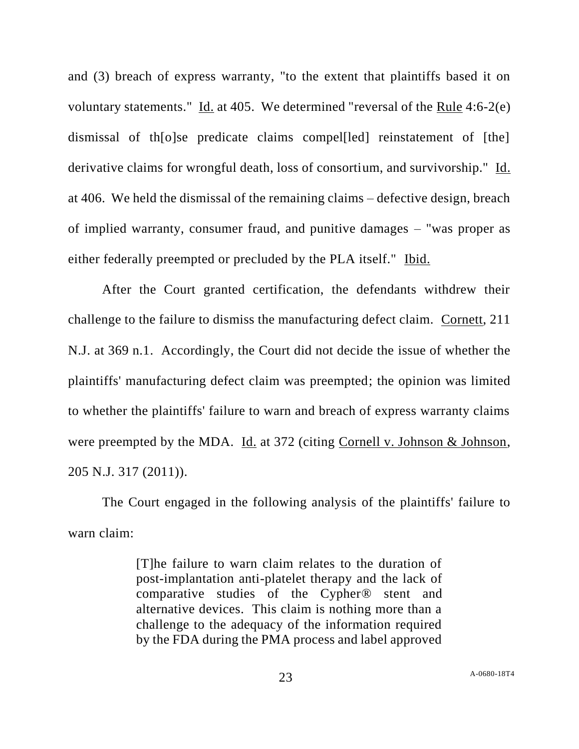and (3) breach of express warranty, "to the extent that plaintiffs based it on voluntary statements." Id. at 405. We determined "reversal of the Rule 4:6-2(e) dismissal of th[o]se predicate claims compel[led] reinstatement of [the] derivative claims for wrongful death, loss of consortium, and survivorship." Id. at 406. We held the dismissal of the remaining claims – defective design, breach of implied warranty, consumer fraud, and punitive damages – "was proper as either federally preempted or precluded by the PLA itself." Ibid.

After the Court granted certification, the defendants withdrew their challenge to the failure to dismiss the manufacturing defect claim. Cornett, 211 N.J. at 369 n.1. Accordingly, the Court did not decide the issue of whether the plaintiffs' manufacturing defect claim was preempted; the opinion was limited to whether the plaintiffs' failure to warn and breach of express warranty claims were preempted by the MDA. Id. at 372 (citing Cornell v. Johnson & Johnson, 205 N.J. 317 (2011)).

The Court engaged in the following analysis of the plaintiffs' failure to warn claim:

> [T]he failure to warn claim relates to the duration of post-implantation anti-platelet therapy and the lack of comparative studies of the Cypher® stent and alternative devices. This claim is nothing more than a challenge to the adequacy of the information required by the FDA during the PMA process and label approved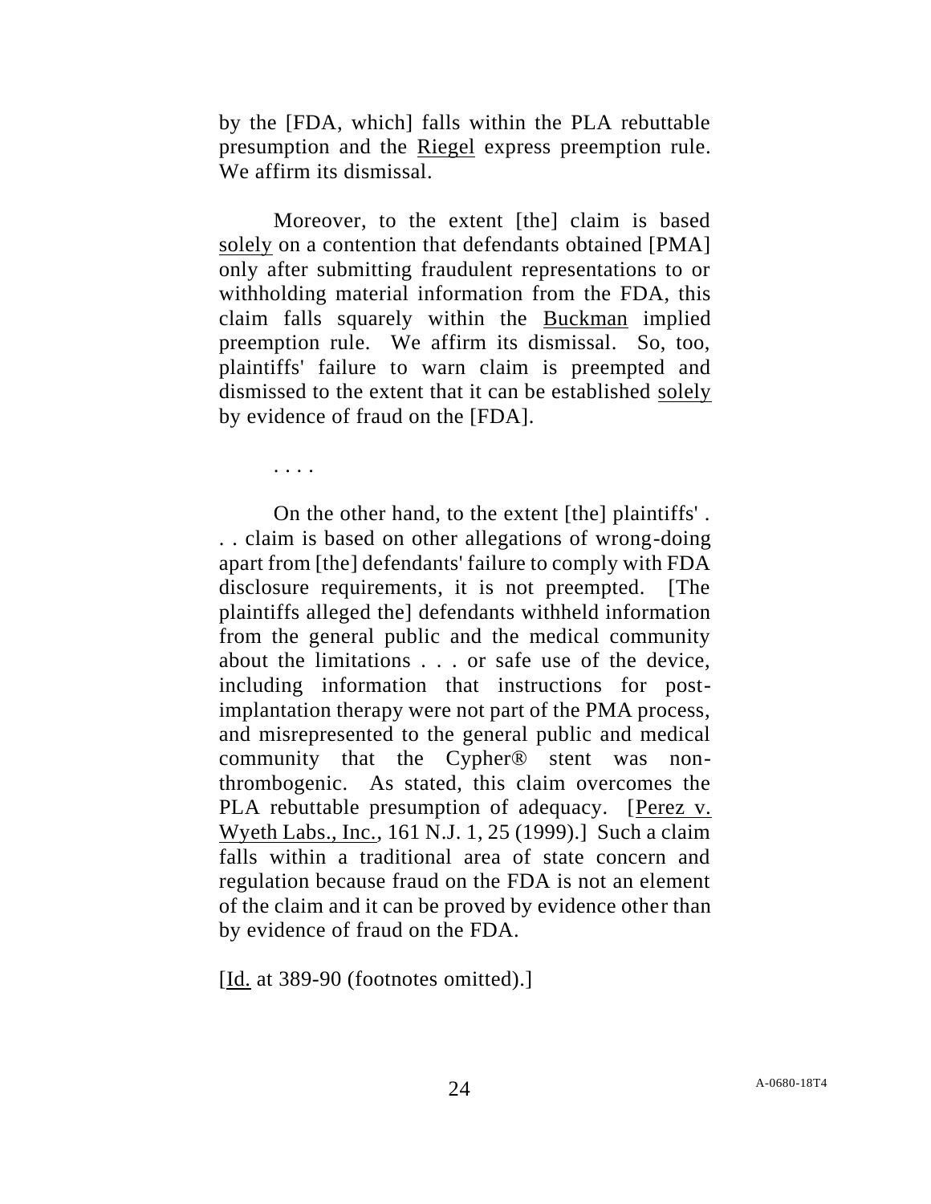by the [FDA, which] falls within the PLA rebuttable presumption and the Riegel express preemption rule. We affirm its dismissal.

Moreover, to the extent [the] claim is based *solely* on a contention that defendants obtained [PMA] only after submitting fraudulent representations to or withholding material information from the FDA, this claim falls squarely within the Buckman implied preemption rule. We affirm its dismissal. So, too, plaintiffs' failure to warn claim is preempted and dismissed to the extent that it can be established *solely* by evidence of fraud on the [FDA].

. . . .

On the other hand, to the extent [the] plaintiffs' . . . claim is based on other allegations of wrong-doing apart from [the] defendants' failure to comply with FDA disclosure requirements, it is not preempted. [The plaintiffs alleged the] defendants withheld information from the general public and the medical community about the limitations . . . or safe use of the device, including information that instructions for post-implantation therapy were not part of the PMA process, and misrepresented to the general public and medical community that the Cypher® stent was non-thrombogenic. As stated, this claim overcomes the PLA rebuttable presumption of adequacy. [Perez v. Wyeth Labs., Inc., 161 N.J. 1, 25 (1999).] Such a claim falls within a traditional area of state concern and regulation because fraud on the FDA is not an element of the claim and it can be proved by evidence other than by evidence of fraud on the FDA.

[Id. at 389-90 (footnotes omitted).]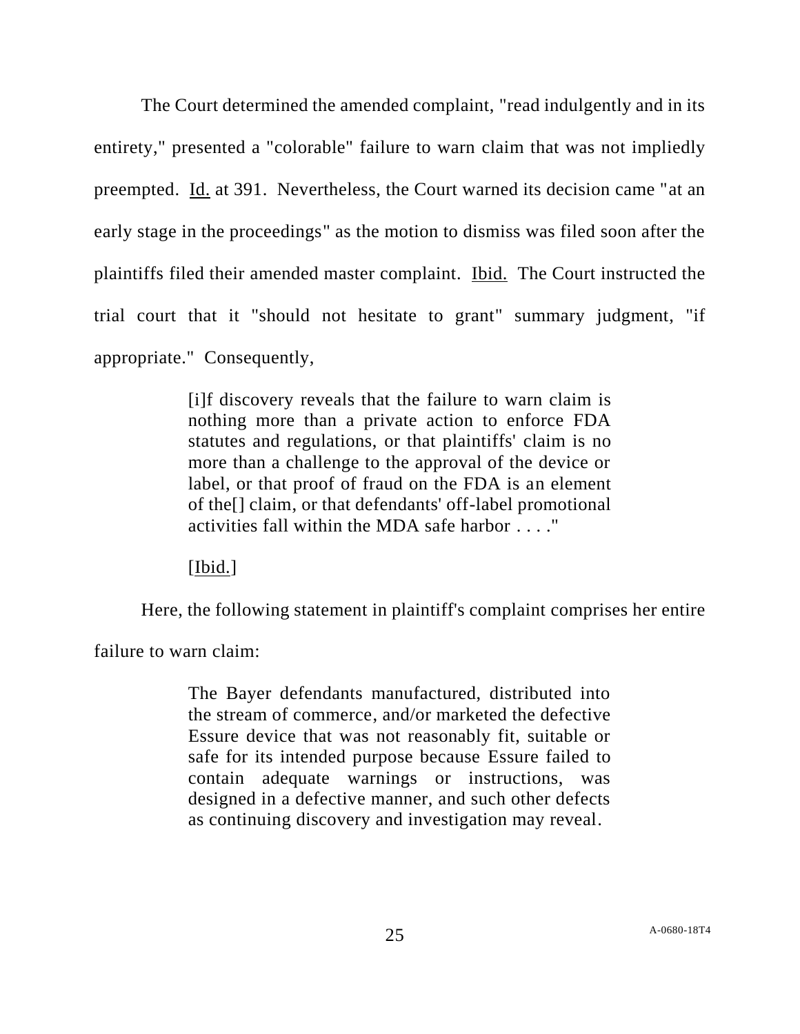The Court determined the amended complaint, "read indulgently and in its entirety," presented a "colorable" failure to warn claim that was not impliedly preempted. Id. at 391. Nevertheless, the Court warned its decision came "at an early stage in the proceedings" as the motion to dismiss was filed soon after the plaintiffs filed their amended master complaint. Ibid. The Court instructed the trial court that it "should not hesitate to grant" summary judgment, "if appropriate." Consequently,

> [i]f discovery reveals that the failure to warn claim is nothing more than a private action to enforce FDA statutes and regulations, or that plaintiffs' claim is no more than a challenge to the approval of the device or label, or that proof of fraud on the FDA is an element of the[] claim, or that defendants' off-label promotional activities fall within the MDA safe harbor . . . ."
>
> [Ibid.]

Here, the following statement in plaintiff's complaint comprises her entire failure to warn claim:

> The Bayer defendants manufactured, distributed into the stream of commerce, and/or marketed the defective Essure device that was not reasonably fit, suitable or safe for its intended purpose because Essure failed to contain adequate warnings or instructions, was designed in a defective manner, and such other defects as continuing discovery and investigation may reveal.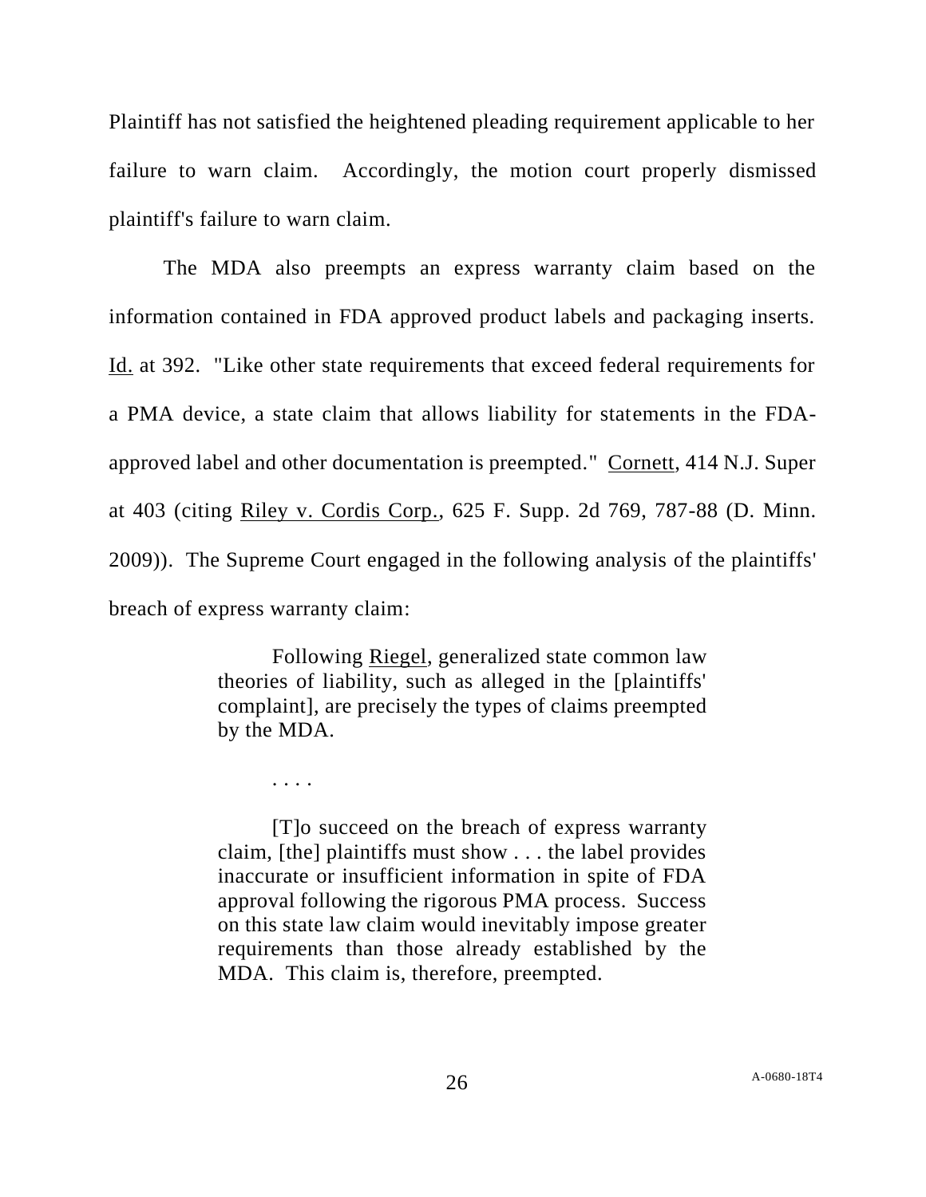Plaintiff has not satisfied the heightened pleading requirement applicable to her failure to warn claim. Accordingly, the motion court properly dismissed plaintiff's failure to warn claim.

The MDA also preempts an express warranty claim based on the information contained in FDA approved product labels and packaging inserts. Id. at 392. "Like other state requirements that exceed federal requirements for a PMA device, a state claim that allows liability for statements in the FDA-approved label and other documentation is preempted." Cornett, 414 N.J. Super at 403 (citing Riley v. Cordis Corp., 625 F. Supp. 2d 769, 787-88 (D. Minn. 2009)). The Supreme Court engaged in the following analysis of the plaintiffs' breach of express warranty claim:

> Following Riegel, generalized state common law theories of liability, such as alleged in the [plaintiffs' complaint], are precisely the types of claims preempted by the MDA.
>
> . . . .
>
> [T]o succeed on the breach of express warranty claim, [the] plaintiffs must show . . . the label provides inaccurate or insufficient information in spite of FDA approval following the rigorous PMA process. Success on this state law claim would inevitably impose greater requirements than those already established by the MDA. This claim is, therefore, preempted.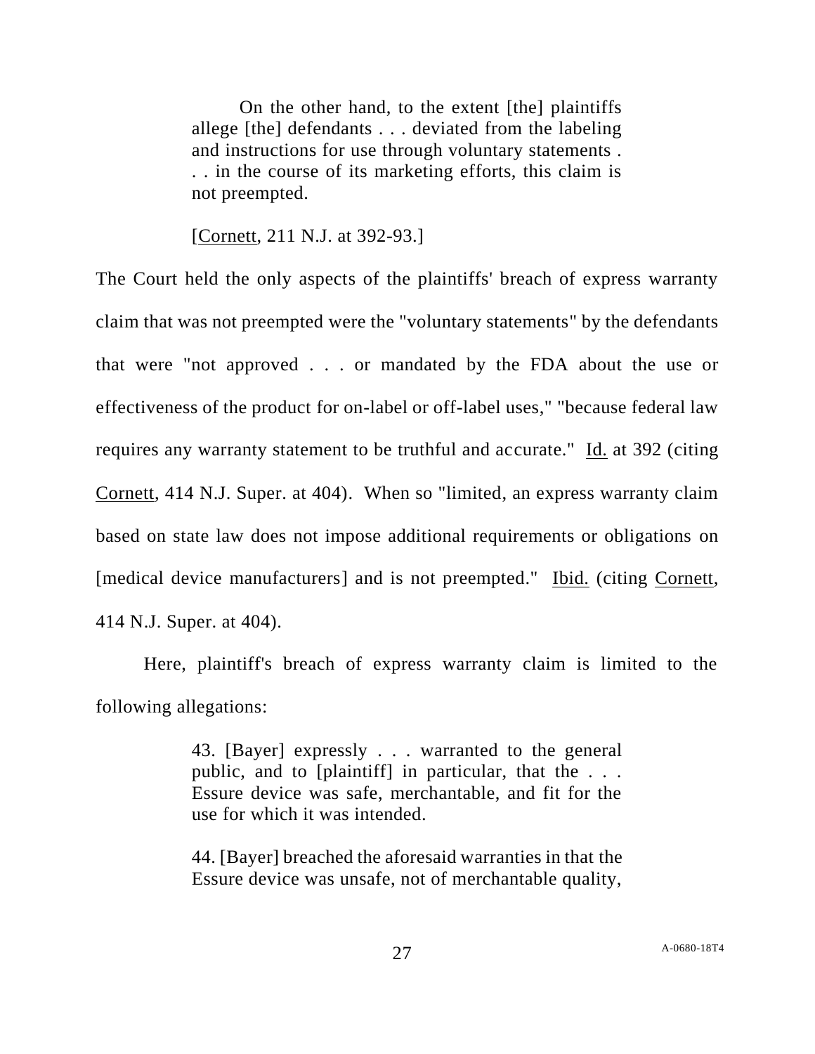> On the other hand, to the extent [the] plaintiffs allege [the] defendants . . . deviated from the labeling and instructions for use through voluntary statements . . . in the course of its marketing efforts, this claim is not preempted.
>
> [Cornett, 211 N.J. at 392-93.]

The Court held the only aspects of the plaintiffs' breach of express warranty claim that was not preempted were the "voluntary statements" by the defendants that were "not approved . . . or mandated by the FDA about the use or effectiveness of the product for on-label or off-label uses," "because federal law requires any warranty statement to be truthful and accurate." Id. at 392 (citing Cornett, 414 N.J. Super. at 404). When so "limited, an express warranty claim based on state law does not impose additional requirements or obligations on [medical device manufacturers] and is not preempted." Ibid. (citing Cornett, 414 N.J. Super. at 404).

Here, plaintiff's breach of express warranty claim is limited to the following allegations:

> 43. [Bayer] expressly . . . warranted to the general public, and to [plaintiff] in particular, that the . . . Essure device was safe, merchantable, and fit for the use for which it was intended.
>
> 44. [Bayer] breached the aforesaid warranties in that the Essure device was unsafe, not of merchantable quality,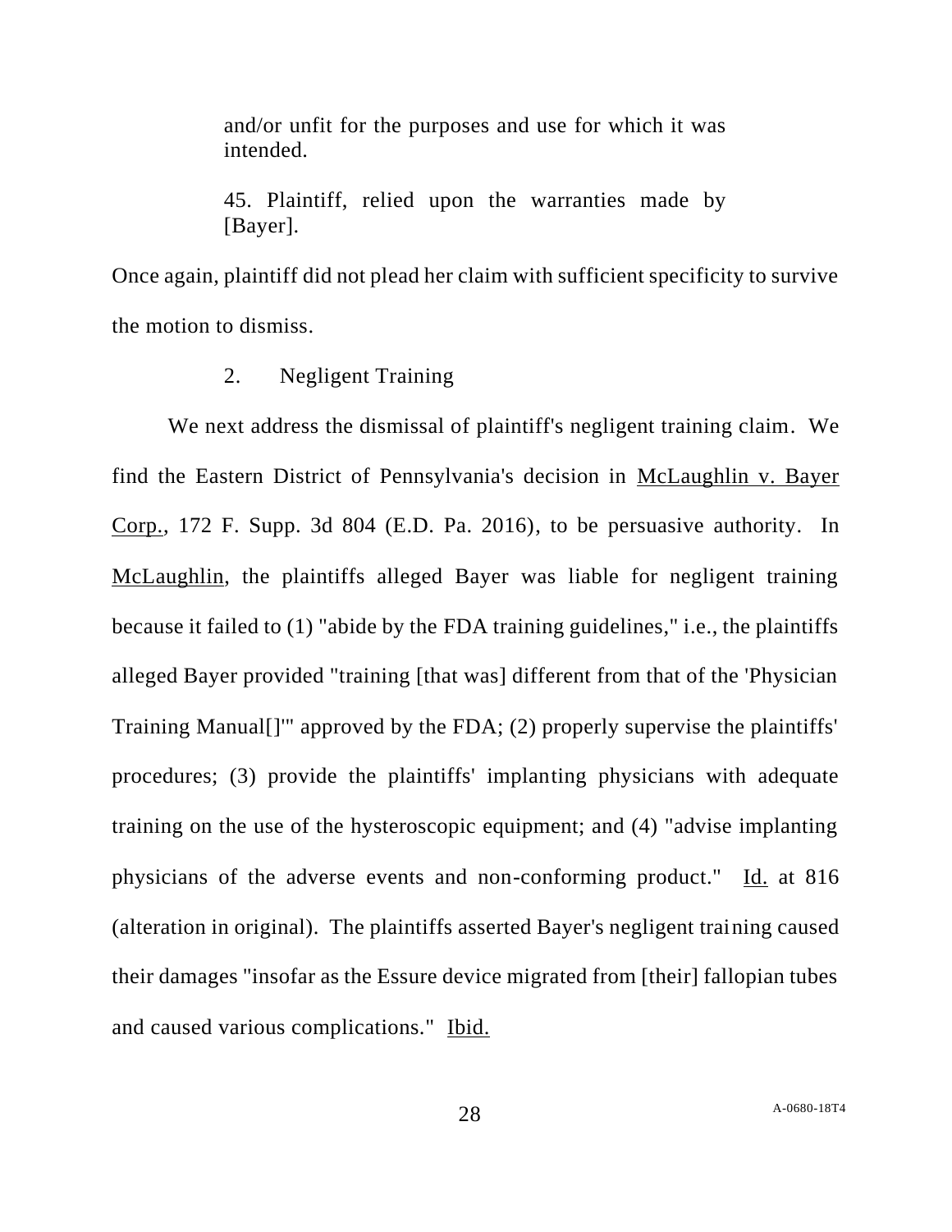> and/or unfit for the purposes and use for which it was intended.
>
> 45. Plaintiff, relied upon the warranties made by [Bayer].

Once again, plaintiff did not plead her claim with sufficient specificity to survive the motion to dismiss.

2. Negligent Training

We next address the dismissal of plaintiff's negligent training claim. We find the Eastern District of Pennsylvania's decision in McLaughlin v. Bayer Corp., 172 F. Supp. 3d 804 (E.D. Pa. 2016), to be persuasive authority. In McLaughlin, the plaintiffs alleged Bayer was liable for negligent training because it failed to (1) "abide by the FDA training guidelines," i.e., the plaintiffs alleged Bayer provided "training [that was] different from that of the 'Physician Training Manual[]'" approved by the FDA; (2) properly supervise the plaintiffs' procedures; (3) provide the plaintiffs' implanting physicians with adequate training on the use of the hysteroscopic equipment; and (4) "advise implanting physicians of the adverse events and non-conforming product." Id. at 816 (alteration in original). The plaintiffs asserted Bayer's negligent training caused their damages "insofar as the Essure device migrated from [their] fallopian tubes and caused various complications." Ibid.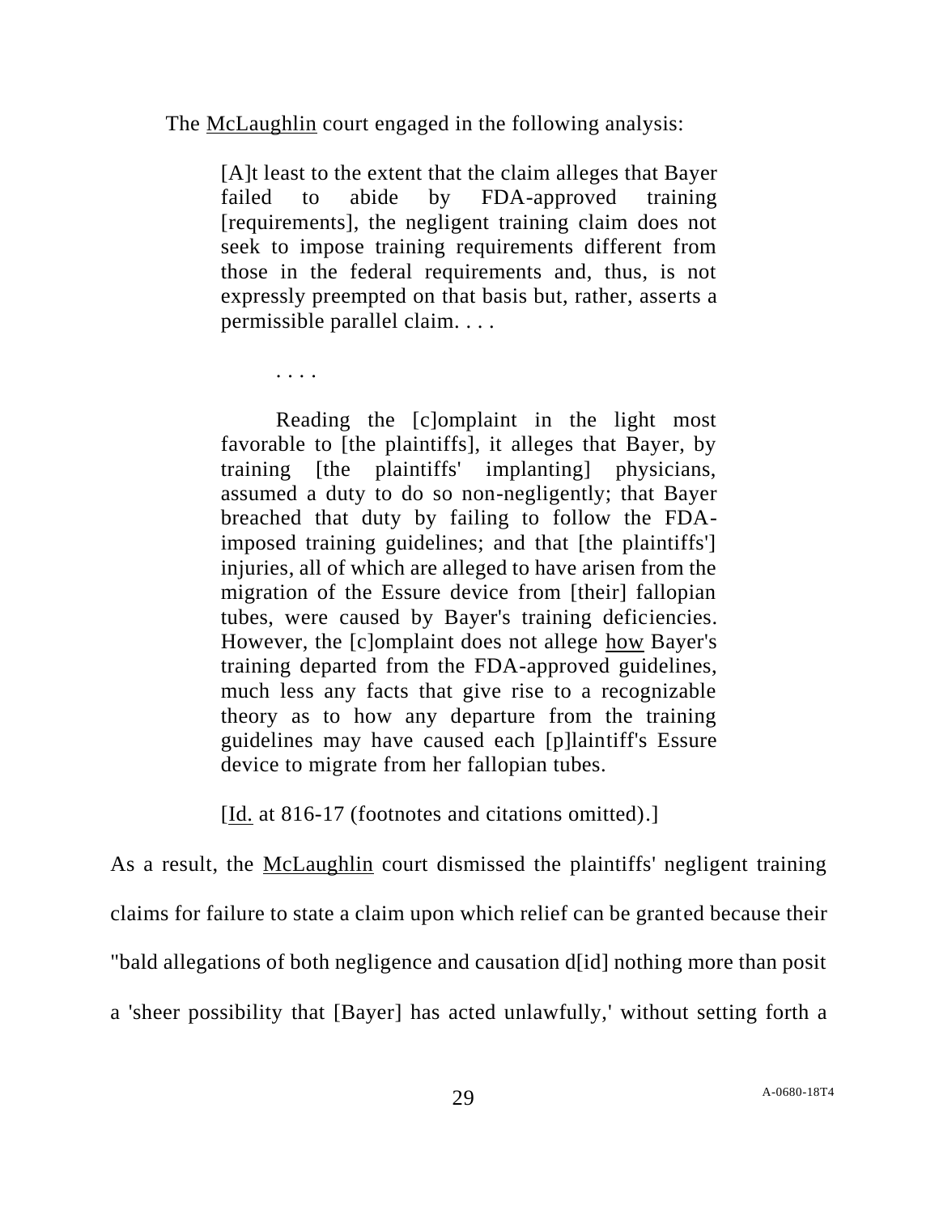The McLaughlin court engaged in the following analysis:

> [A]t least to the extent that the claim alleges that Bayer failed to abide by FDA-approved training [requirements], the negligent training claim does not seek to impose training requirements different from those in the federal requirements and, thus, is not expressly preempted on that basis but, rather, asserts a permissible parallel claim. . . .
>
> . . . .
>
> Reading the [c]omplaint in the light most favorable to [the plaintiffs], it alleges that Bayer, by training [the plaintiffs' implanting] physicians, assumed a duty to do so non-negligently; that Bayer breached that duty by failing to follow the FDA-imposed training guidelines; and that [the plaintiffs'] injuries, all of which are alleged to have arisen from the migration of the Essure device from [their] fallopian tubes, were caused by Bayer's training deficiencies. However, the [c]omplaint does not allege how Bayer's training departed from the FDA-approved guidelines, much less any facts that give rise to a recognizable theory as to how any departure from the training guidelines may have caused each [p]laintiff's Essure device to migrate from her fallopian tubes.
>
> [Id. at 816-17 (footnotes and citations omitted).]

As a result, the McLaughlin court dismissed the plaintiffs' negligent training claims for failure to state a claim upon which relief can be granted because their "bald allegations of both negligence and causation d[id] nothing more than posit a 'sheer possibility that [Bayer] has acted unlawfully,' without setting forth a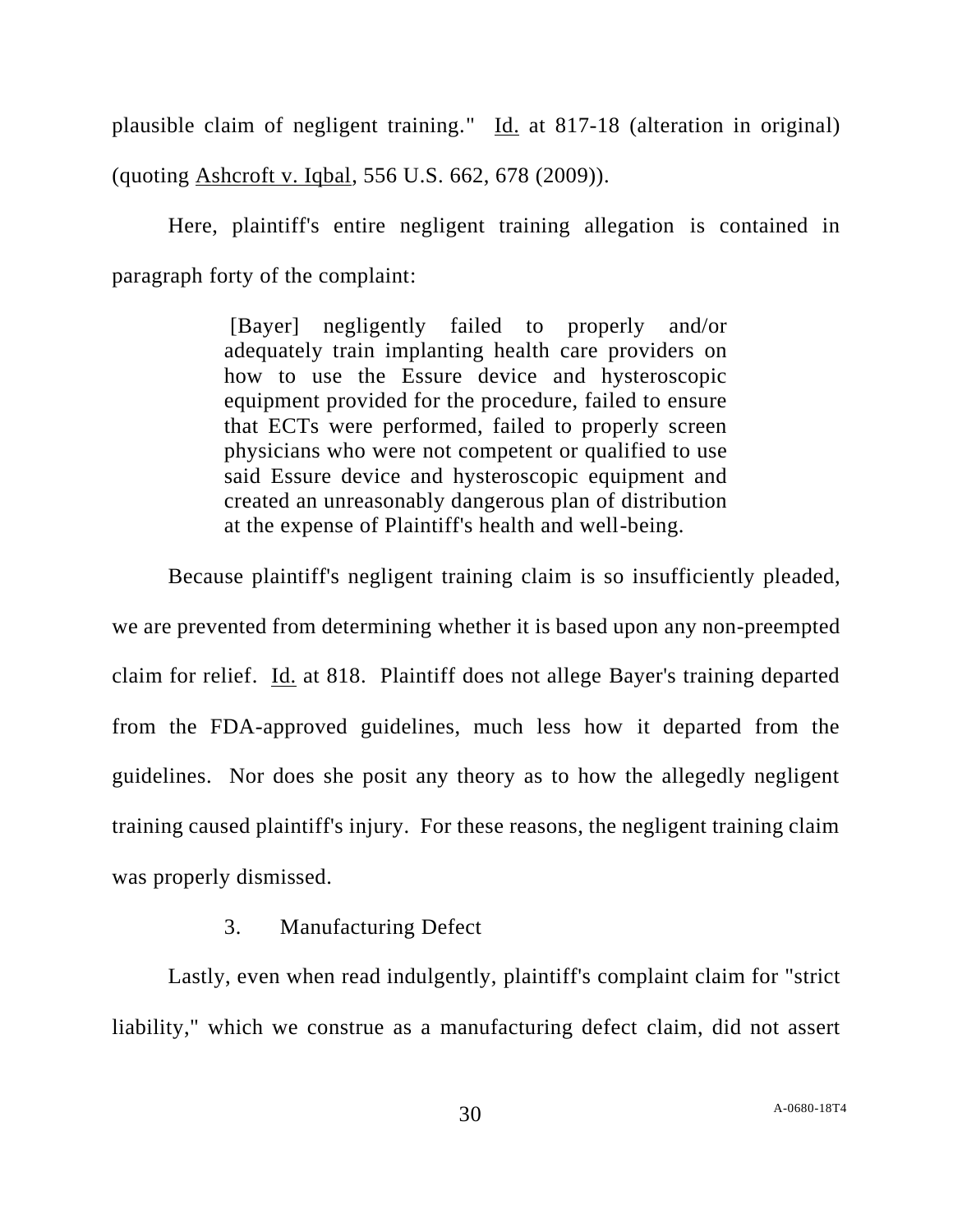plausible claim of negligent training." Id. at 817-18 (alteration in original) (quoting Ashcroft v. Iqbal, 556 U.S. 662, 678 (2009)).

Here, plaintiff's entire negligent training allegation is contained in paragraph forty of the complaint:

> [Bayer] negligently failed to properly and/or adequately train implanting health care providers on how to use the Essure device and hysteroscopic equipment provided for the procedure, failed to ensure that ECTs were performed, failed to properly screen physicians who were not competent or qualified to use said Essure device and hysteroscopic equipment and created an unreasonably dangerous plan of distribution at the expense of Plaintiff's health and well-being.

Because plaintiff's negligent training claim is so insufficiently pleaded, we are prevented from determining whether it is based upon any non-preempted claim for relief. Id. at 818. Plaintiff does not allege Bayer's training departed from the FDA-approved guidelines, much less how it departed from the guidelines. Nor does she posit any theory as to how the allegedly negligent training caused plaintiff's injury. For these reasons, the negligent training claim was properly dismissed.

### 3. Manufacturing Defect

Lastly, even when read indulgently, plaintiff's complaint claim for "strict liability," which we construe as a manufacturing defect claim, did not assert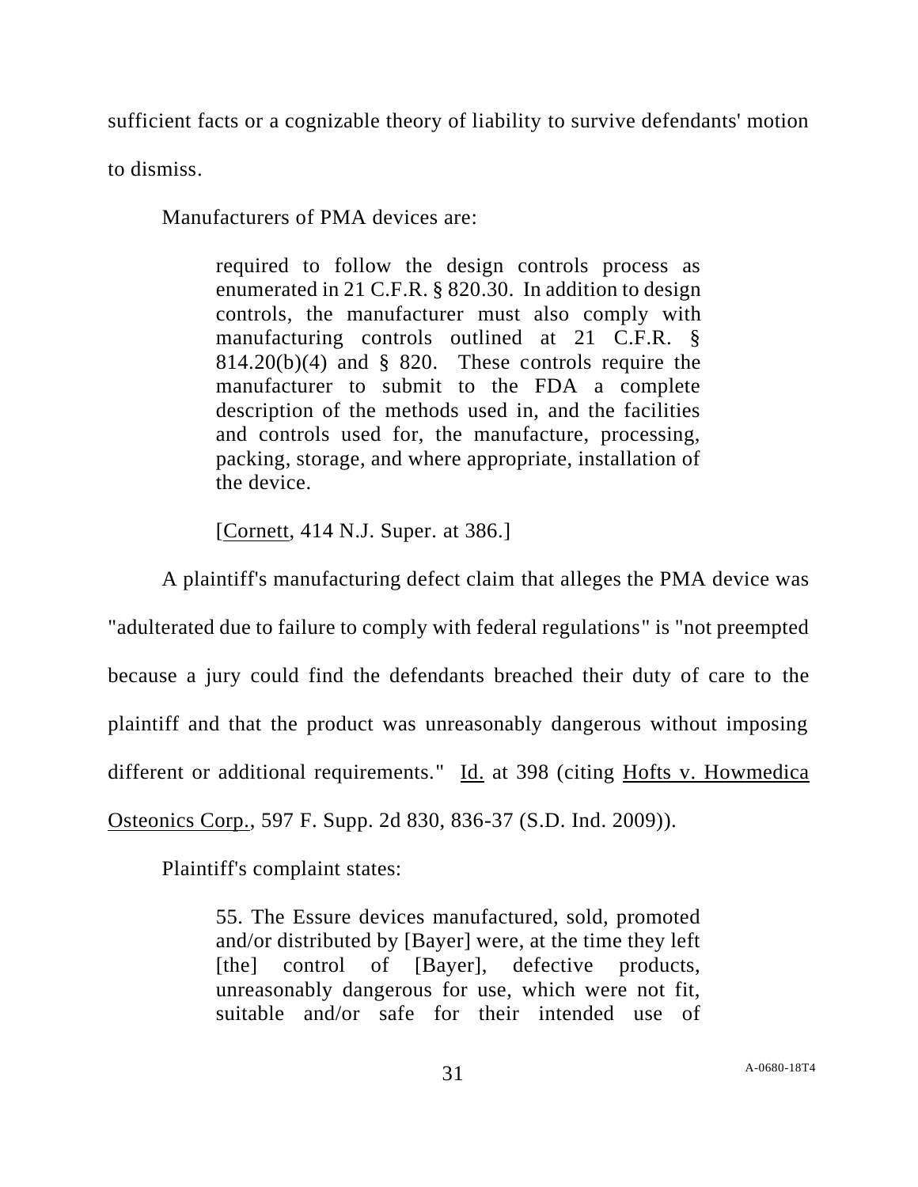sufficient facts or a cognizable theory of liability to survive defendants' motion to dismiss.

Manufacturers of PMA devices are:

> required to follow the design controls process as enumerated in 21 C.F.R. § 820.30. In addition to design controls, the manufacturer must also comply with manufacturing controls outlined at 21 C.F.R. § 814.20(b)(4) and § 820. These controls require the manufacturer to submit to the FDA a complete description of the methods used in, and the facilities and controls used for, the manufacture, processing, packing, storage, and where appropriate, installation of the device.
>
> [Cornett, 414 N.J. Super. at 386.]

A plaintiff's manufacturing defect claim that alleges the PMA device was "adulterated due to failure to comply with federal regulations" is "not preempted because a jury could find the defendants breached their duty of care to the plaintiff and that the product was unreasonably dangerous without imposing different or additional requirements." Id. at 398 (citing Hofts v. Howmedica Osteonics Corp., 597 F. Supp. 2d 830, 836-37 (S.D. Ind. 2009)).

Plaintiff's complaint states:

> 55. The Essure devices manufactured, sold, promoted and/or distributed by [Bayer] were, at the time they left [the] control of [Bayer], defective products, unreasonably dangerous for use, which were not fit, suitable and/or safe for their intended use of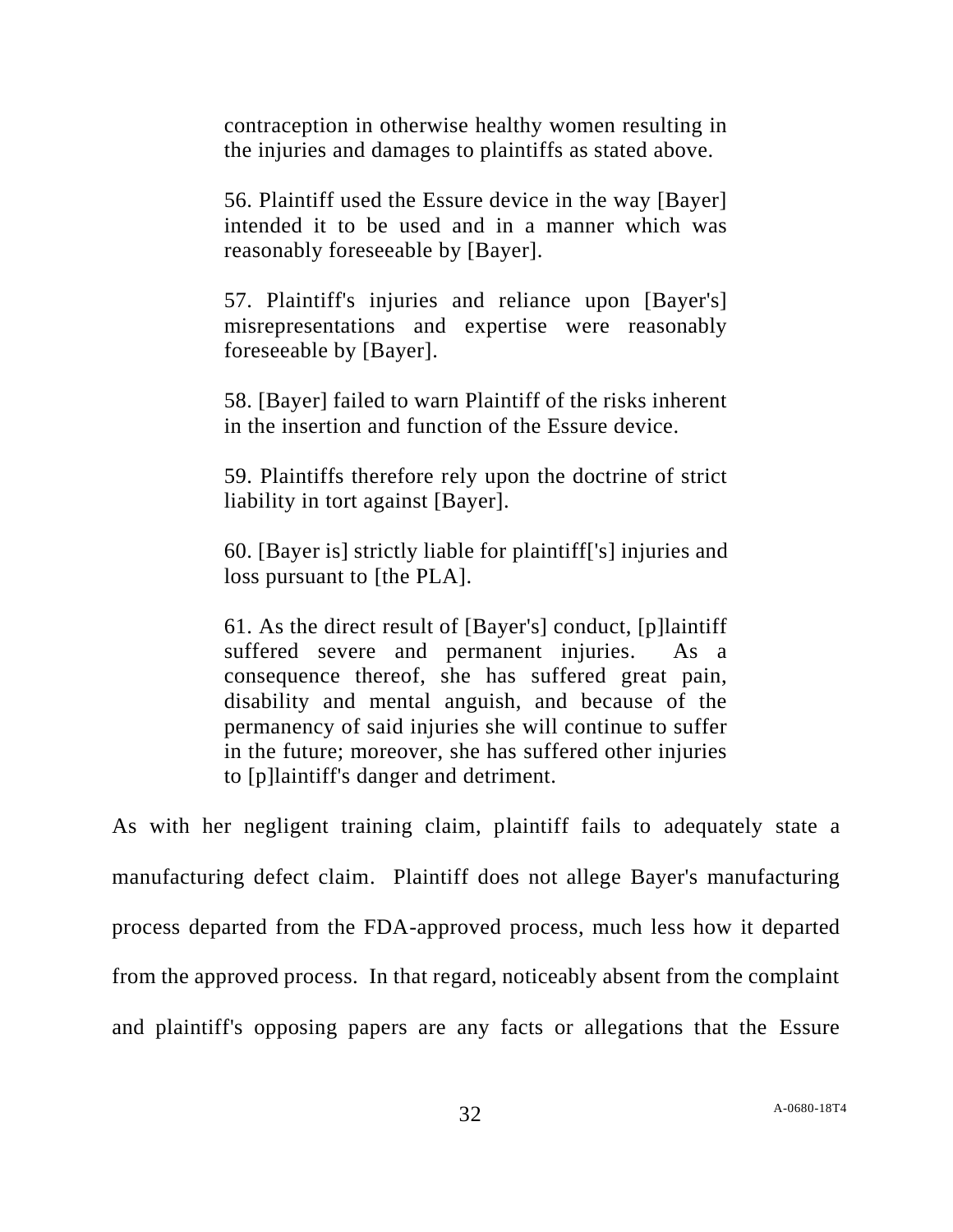> contraception in otherwise healthy women resulting in the injuries and damages to plaintiffs as stated above.
>
> 56. Plaintiff used the Essure device in the way [Bayer] intended it to be used and in a manner which was reasonably foreseeable by [Bayer].
>
> 57. Plaintiff's injuries and reliance upon [Bayer's] misrepresentations and expertise were reasonably foreseeable by [Bayer].
>
> 58. [Bayer] failed to warn Plaintiff of the risks inherent in the insertion and function of the Essure device.
>
> 59. Plaintiffs therefore rely upon the doctrine of strict liability in tort against [Bayer].
>
> 60. [Bayer is] strictly liable for plaintiff['s] injuries and loss pursuant to [the PLA].
>
> 61. As the direct result of [Bayer's] conduct, [p]laintiff suffered severe and permanent injuries. As a consequence thereof, she has suffered great pain, disability and mental anguish, and because of the permanency of said injuries she will continue to suffer in the future; moreover, she has suffered other injuries to [p]laintiff's danger and detriment.

As with her negligent training claim, plaintiff fails to adequately state a manufacturing defect claim. Plaintiff does not allege Bayer's manufacturing process departed from the FDA-approved process, much less how it departed from the approved process. In that regard, noticeably absent from the complaint and plaintiff's opposing papers are any facts or allegations that the Essure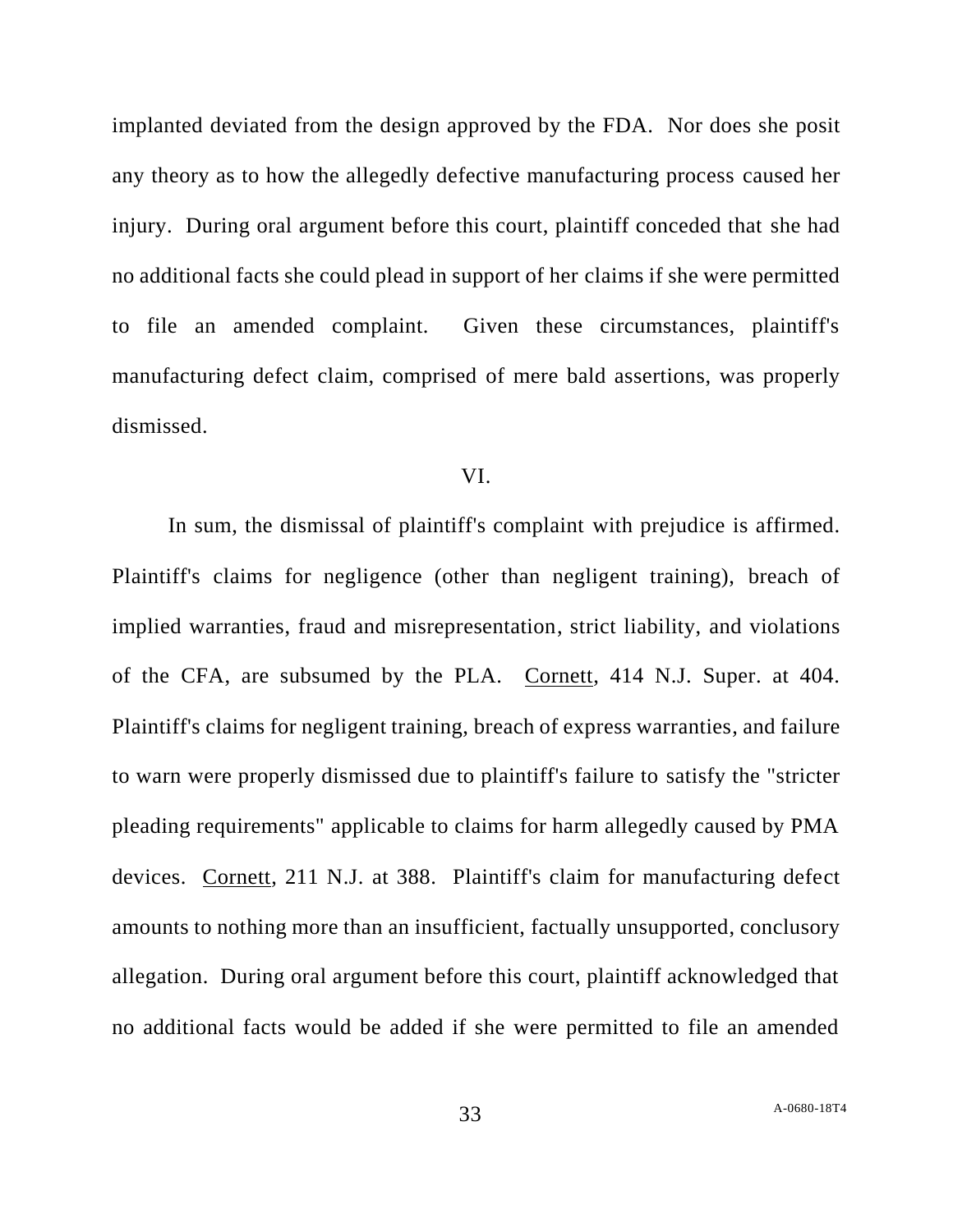implanted deviated from the design approved by the FDA. Nor does she posit any theory as to how the allegedly defective manufacturing process caused her injury. During oral argument before this court, plaintiff conceded that she had no additional facts she could plead in support of her claims if she were permitted to file an amended complaint. Given these circumstances, plaintiff's manufacturing defect claim, comprised of mere bald assertions, was properly dismissed.

VI.

In sum, the dismissal of plaintiff's complaint with prejudice is affirmed. Plaintiff's claims for negligence (other than negligent training), breach of implied warranties, fraud and misrepresentation, strict liability, and violations of the CFA, are subsumed by the PLA. Cornett, 414 N.J. Super. at 404. Plaintiff's claims for negligent training, breach of express warranties, and failure to warn were properly dismissed due to plaintiff's failure to satisfy the "stricter pleading requirements" applicable to claims for harm allegedly caused by PMA devices. Cornett, 211 N.J. at 388. Plaintiff's claim for manufacturing defect amounts to nothing more than an insufficient, factually unsupported, conclusory allegation. During oral argument before this court, plaintiff acknowledged that no additional facts would be added if she were permitted to file an amended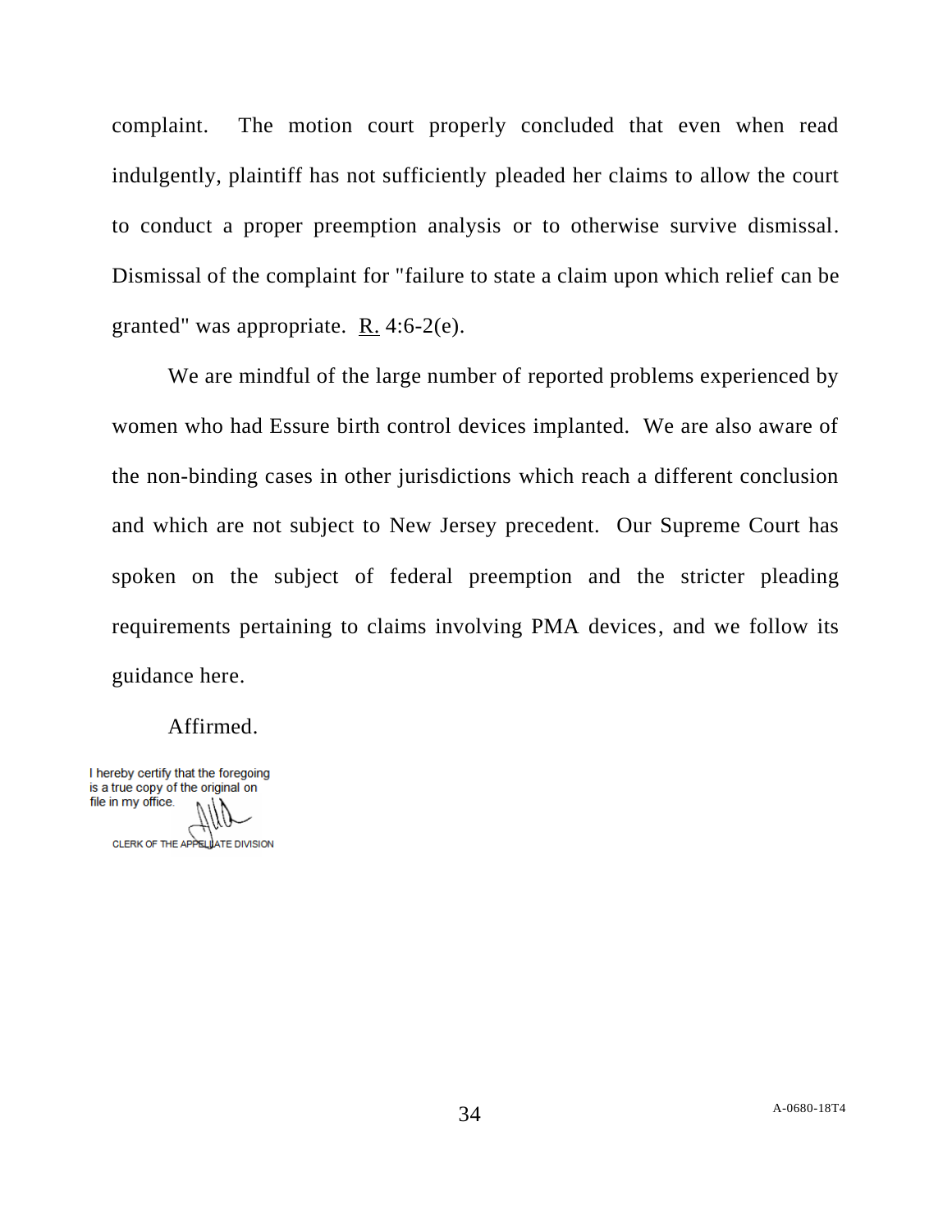complaint. The motion court properly concluded that even when read indulgently, plaintiff has not sufficiently pleaded her claims to allow the court to conduct a proper preemption analysis or to otherwise survive dismissal. Dismissal of the complaint for "failure to state a claim upon which relief can be granted" was appropriate. R. 4:6-2(e).

We are mindful of the large number of reported problems experienced by women who had Essure birth control devices implanted. We are also aware of the non-binding cases in other jurisdictions which reach a different conclusion and which are not subject to New Jersey precedent. Our Supreme Court has spoken on the subject of federal preemption and the stricter pleading requirements pertaining to claims involving PMA devices, and we follow its guidance here.

Affirmed.

I hereby certify that the foregoing is a true copy of the original on file in my office.

CLERK OF THE APPELLATE DIVISION